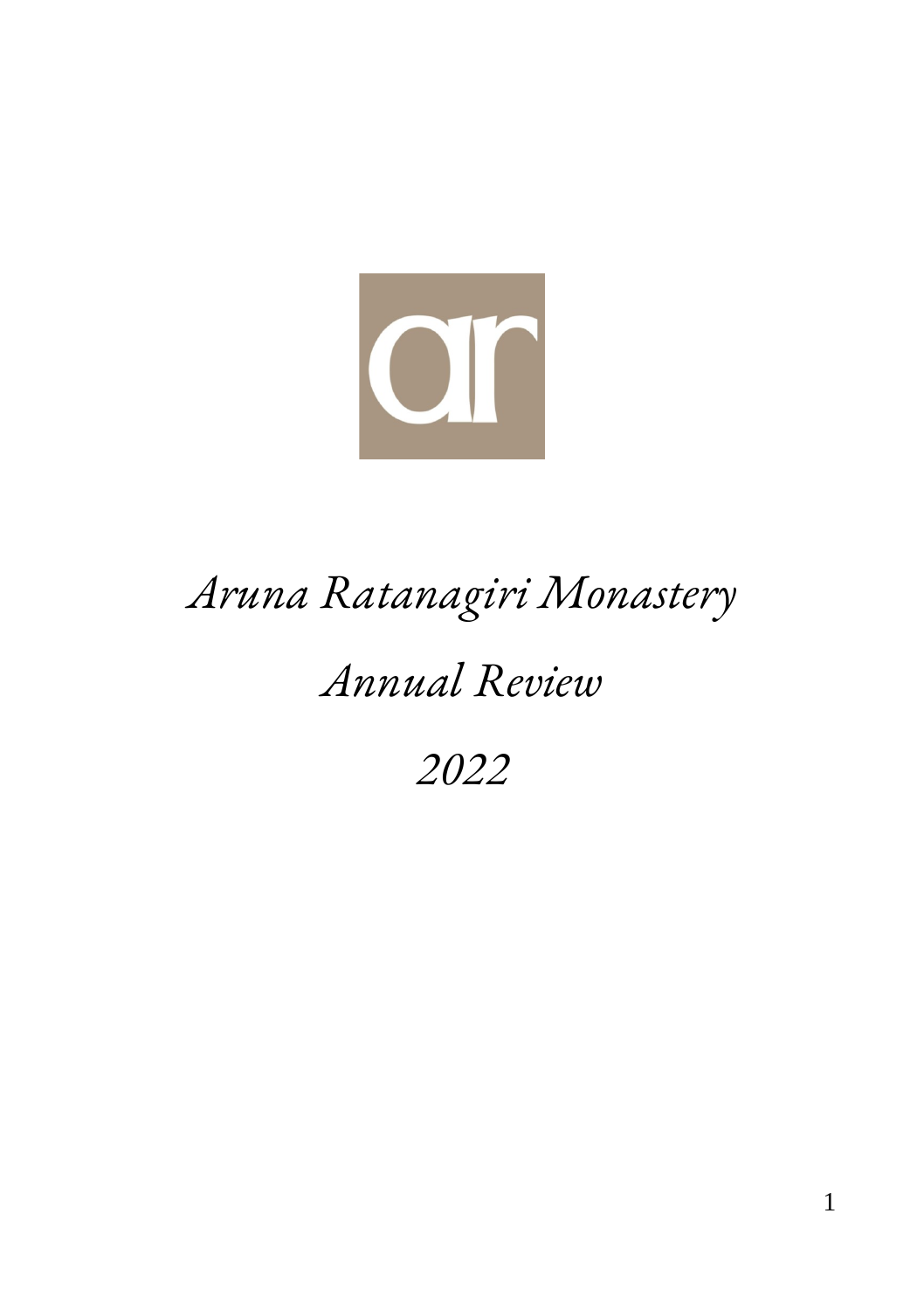# *Aruna Ratanagiri Monastery*

# *Annual Review*

# *2022*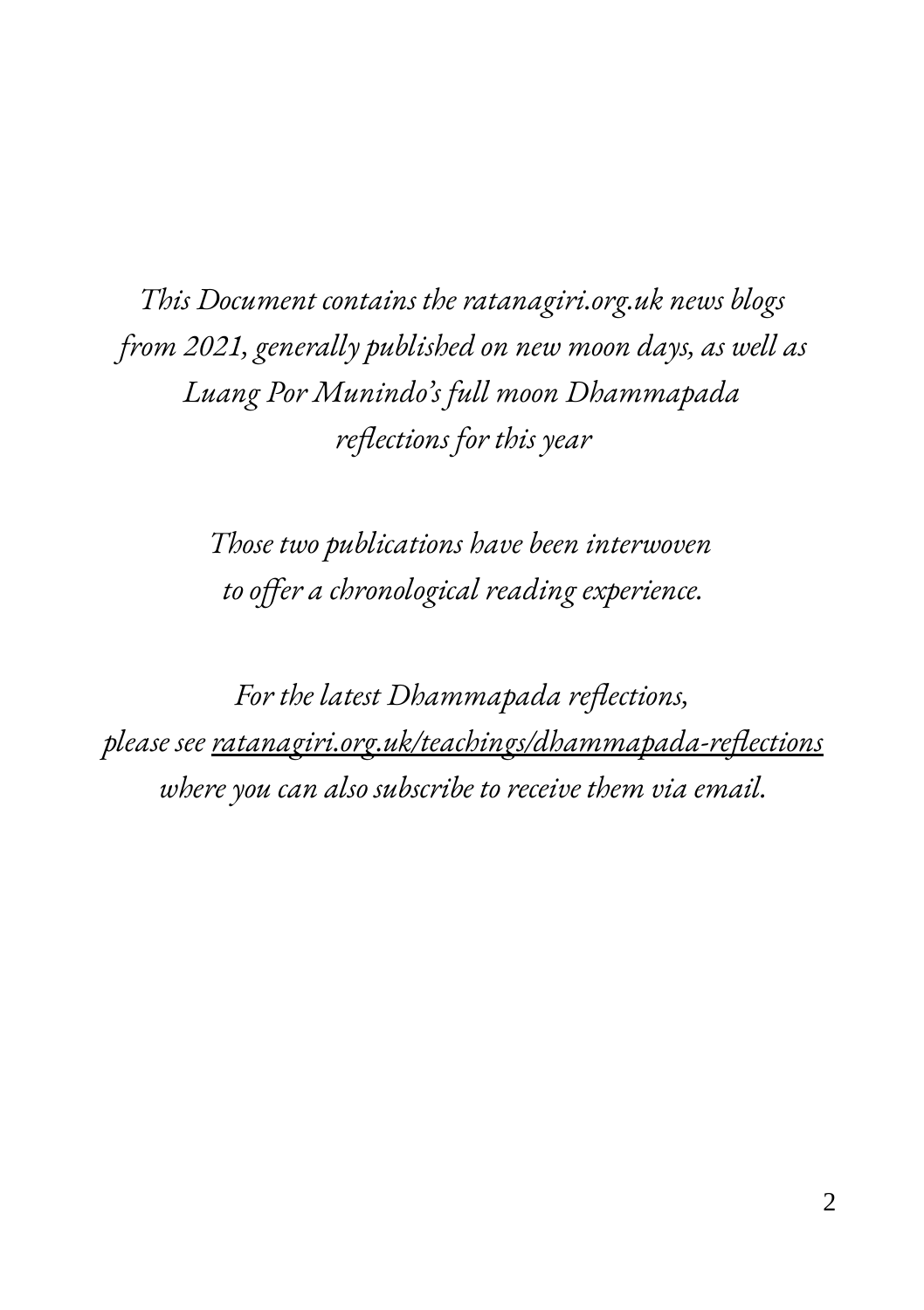*This Document contains the ratanagiri.org.uk news blogs from 2021, generally published on new moon days, as well as Luang Por Munindo's full moon Dhammapada reflections for this year*

*Those two publications have been interwoven to offer a chronological reading experience.*

*For the latest Dhammapada reflections, please see [ratanagiri.org.uk/teachings/dhammapada-reflections](https://ratanagiri.org.uk/teachings/dhammapada-reflections) where you can also subscribe to receive them via email.*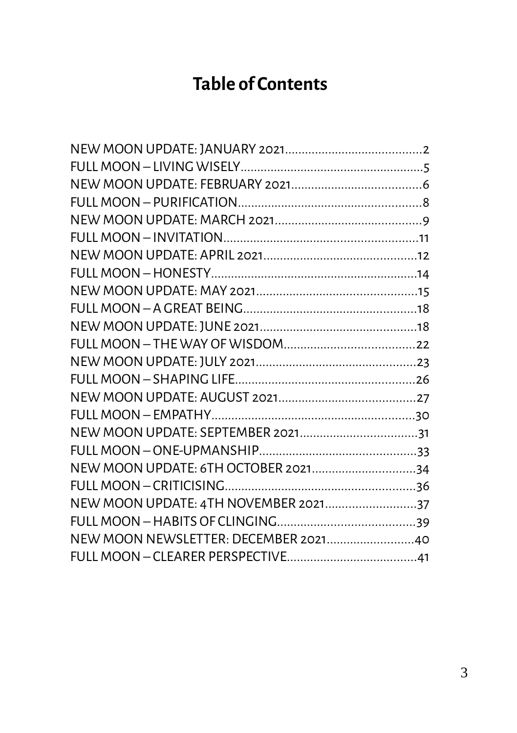# Table of Contents

NEW MOON UPDATE: JANUARY 2021........................................2
FULL MOON – LIVING WISELY......................................................5
NEW MOON UPDATE: FEBRUARY 2021......................................6
FULL MOON – PURIFICATION......................................................8
NEW MOON UPDATE: MARCH 2021............................................9
FULL MOON – INVITATION..........................................................11
NEW MOON UPDATE: APRIL 2021..............................................12
FULL MOON – HONESTY..............................................................14
NEW MOON UPDATE: MAY 2021.................................................15
FULL MOON – A GREAT BEING....................................................18
NEW MOON UPDATE: JUNE 2021................................................18
FULL MOON – THE WAY OF WISDOM.......................................22
NEW MOON UPDATE: JULY 2021.................................................23
FULL MOON – SHAPING LIFE.......................................................26
NEW MOON UPDATE: AUGUST 2021..........................................27
FULL MOON – EMPATHY..............................................................30
NEW MOON UPDATE: SEPTEMBER 2021....................................31
FULL MOON – ONE-UPMANSHIP.................................................33
NEW MOON UPDATE: 6TH OCTOBER 2021...............................34
FULL MOON – CRITICISING..........................................................36
NEW MOON UPDATE: 4TH NOVEMBER 2021...........................37
FULL MOON – HABITS OF CLINGING.........................................39
NEW MOON NEWSLETTER: DECEMBER 2021..........................40
FULL MOON – CLEARER PERSPECTIVE.......................................41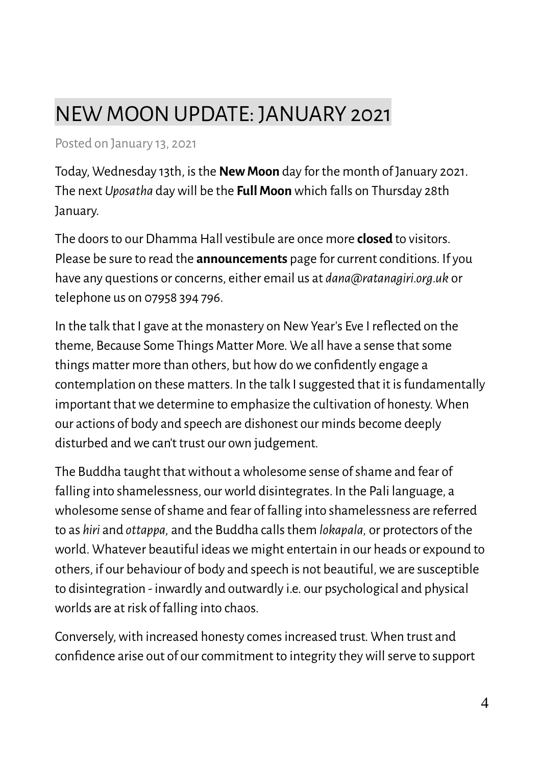# NEW MOON UPDATE: JANUARY 2021

Posted on January 13, 2021

Today, Wednesday 13th, is the **New Moon** day for the month of January 2021. The next *Uposatha* day will be the **Full Moon** which falls on Thursday 28th January.

The doors to our Dhamma Hall vestibule are once more **closed** to visitors. Please be sure to read the **announcements** page for current conditions. If you have any questions or concerns, either email us at *dana@ratanagiri.org.uk* or telephone us on 07958 394 796.

In the talk that I gave at the monastery on New Year's Eve I reflected on the theme, Because Some Things Matter More. We all have a sense that some things matter more than others, but how do we confidently engage a contemplation on these matters. In the talk I suggested that it is fundamentally important that we determine to emphasize the cultivation of honesty. When our actions of body and speech are dishonest our minds become deeply disturbed and we can't trust our own judgement.

The Buddha taught that without a wholesome sense of shame and fear of falling into shamelessness, our world disintegrates. In the Pali language, a wholesome sense of shame and fear of falling into shamelessness are referred to as *hiri* and *ottappa,* and the Buddha calls them *lokapala*, or protectors of the world. Whatever beautiful ideas we might entertain in our heads or expound to others, if our behaviour of body and speech is not beautiful, we are susceptible to disintegration - inwardly and outwardly i.e. our psychological and physical worlds are at risk of falling into chaos.

Conversely, with increased honesty comes increased trust. When trust and confidence arise out of our commitment to integrity they will serve to support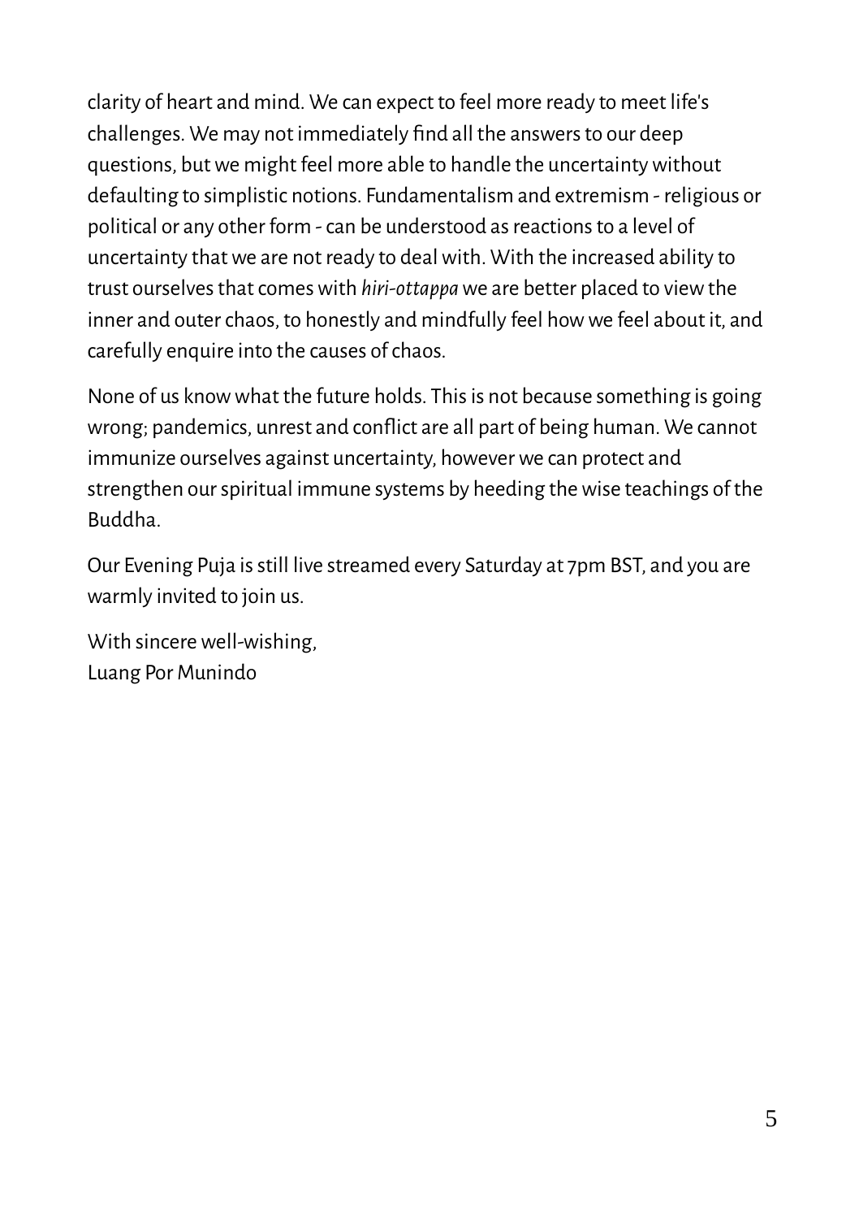clarity of heart and mind. We can expect to feel more ready to meet life's challenges. We may not immediately find all the answers to our deep questions, but we might feel more able to handle the uncertainty without defaulting to simplistic notions. Fundamentalism and extremism - religious or political or any other form - can be understood as reactions to a level of uncertainty that we are not ready to deal with. With the increased ability to trust ourselves that comes with *hiri-ottappa* we are better placed to view the inner and outer chaos, to honestly and mindfully feel how we feel about it, and carefully enquire into the causes of chaos.

None of us know what the future holds. This is not because something is going wrong; pandemics, unrest and conflict are all part of being human. We cannot immunize ourselves against uncertainty, however we can protect and strengthen our spiritual immune systems by heeding the wise teachings of the Buddha.

Our Evening Puja is still live streamed every Saturday at 7pm BST, and you are warmly invited to join us.

With sincere well-wishing,
Luang Por Munindo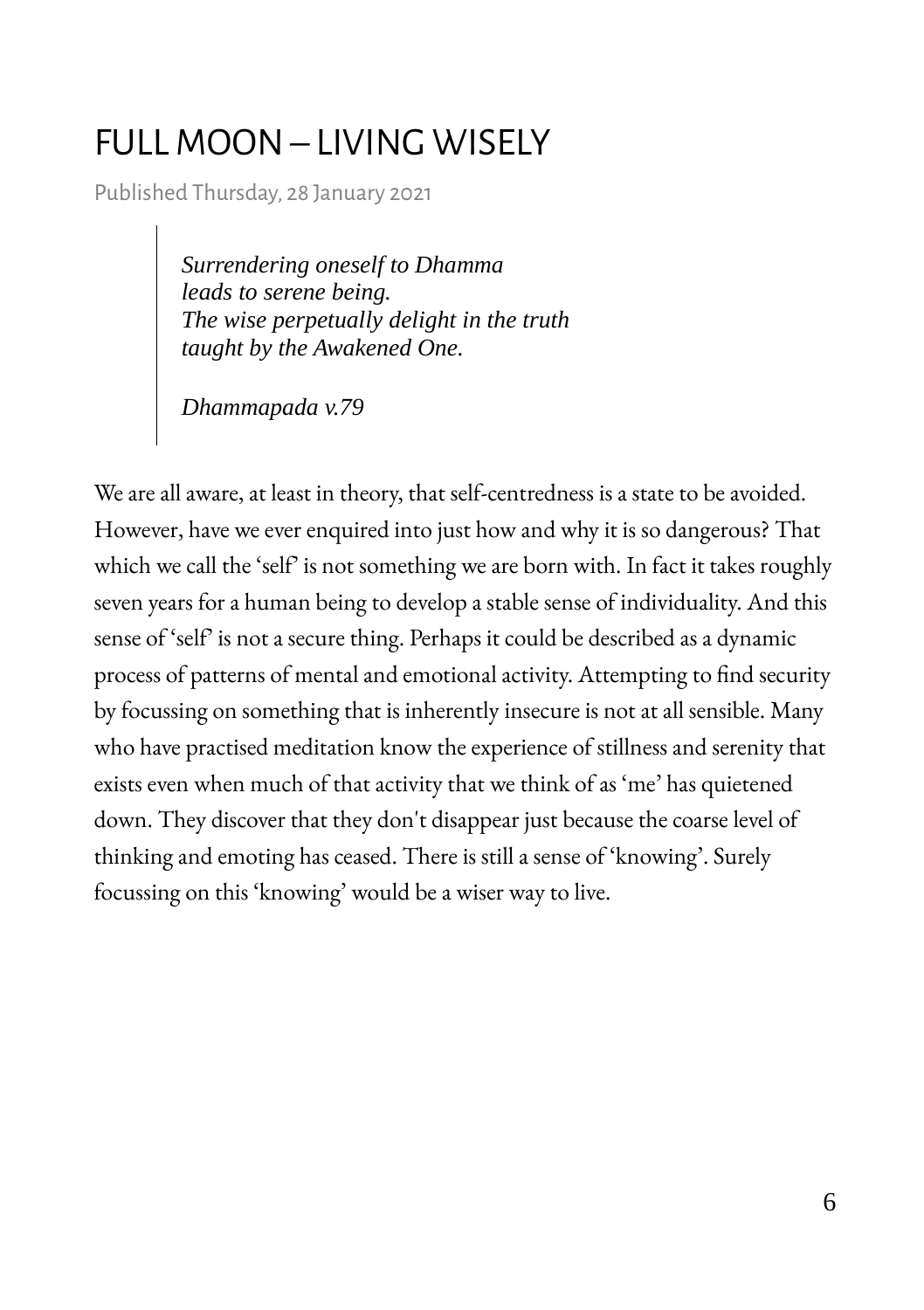# FULL MOON – LIVING WISELY

Published Thursday, 28 January 2021

> *Surrendering oneself to Dhamma*
> *leads to serene being.*
> *The wise perpetually delight in the truth*
> *taught by the Awakened One.*
>
> *Dhammapada v.79*

We are all aware, at least in theory, that self-centredness is a state to be avoided. However, have we ever enquired into just how and why it is so dangerous? That which we call the 'self' is not something we are born with. In fact it takes roughly seven years for a human being to develop a stable sense of individuality. And this sense of 'self' is not a secure thing. Perhaps it could be described as a dynamic process of patterns of mental and emotional activity. Attempting to find security by focussing on something that is inherently insecure is not at all sensible. Many who have practised meditation know the experience of stillness and serenity that exists even when much of that activity that we think of as 'me' has quietened down. They discover that they don't disappear just because the coarse level of thinking and emoting has ceased. There is still a sense of 'knowing'. Surely focussing on this 'knowing' would be a wiser way to live.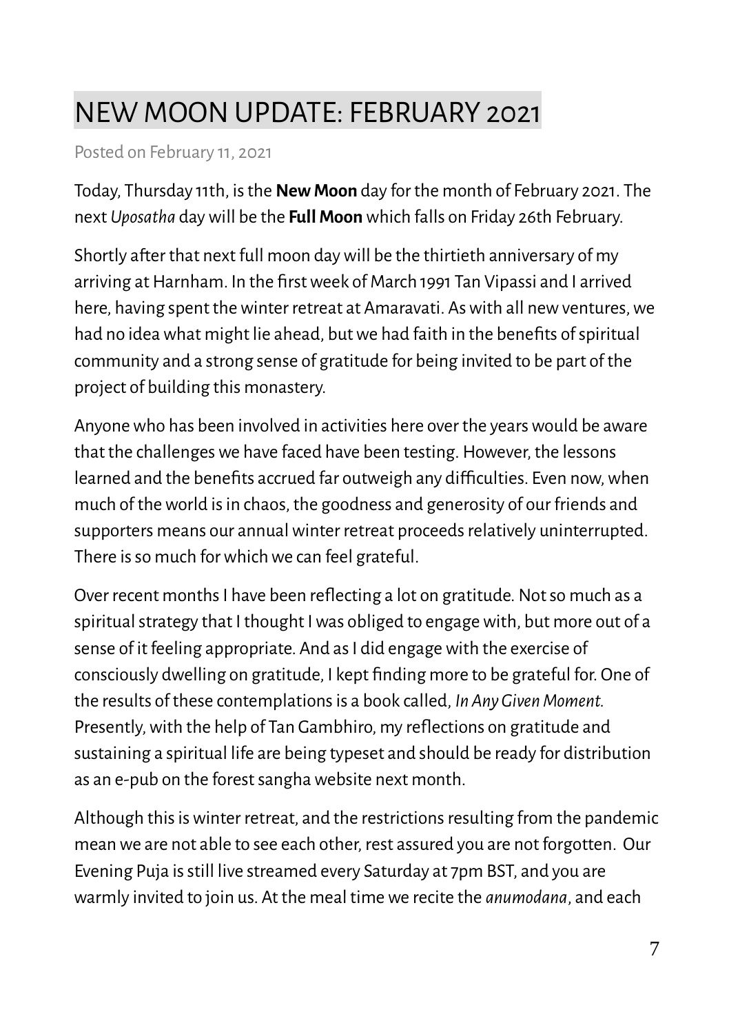# NEW MOON UPDATE: FEBRUARY 2021

Posted on February 11, 2021

Today, Thursday 11th, is the **New Moon** day for the month of February 2021. The next *Uposatha* day will be the **Full Moon** which falls on Friday 26th February.

Shortly after that next full moon day will be the thirtieth anniversary of my arriving at Harnham. In the first week of March 1991 Tan Vipassi and I arrived here, having spent the winter retreat at Amaravati. As with all new ventures, we had no idea what might lie ahead, but we had faith in the benefits of spiritual community and a strong sense of gratitude for being invited to be part of the project of building this monastery.

Anyone who has been involved in activities here over the years would be aware that the challenges we have faced have been testing. However, the lessons learned and the benefits accrued far outweigh any difficulties. Even now, when much of the world is in chaos, the goodness and generosity of our friends and supporters means our annual winter retreat proceeds relatively uninterrupted. There is so much for which we can feel grateful.

Over recent months I have been reflecting a lot on gratitude. Not so much as a spiritual strategy that I thought I was obliged to engage with, but more out of a sense of it feeling appropriate. And as I did engage with the exercise of consciously dwelling on gratitude, I kept finding more to be grateful for. One of the results of these contemplations is a book called, *In Any Given Moment*. Presently, with the help of Tan Gambhiro, my reflections on gratitude and sustaining a spiritual life are being typeset and should be ready for distribution as an e-pub on the forest sangha website next month.

Although this is winter retreat, and the restrictions resulting from the pandemic mean we are not able to see each other, rest assured you are not forgotten. Our Evening Puja is still live streamed every Saturday at 7pm BST, and you are warmly invited to join us. At the meal time we recite the *anumodana*, and each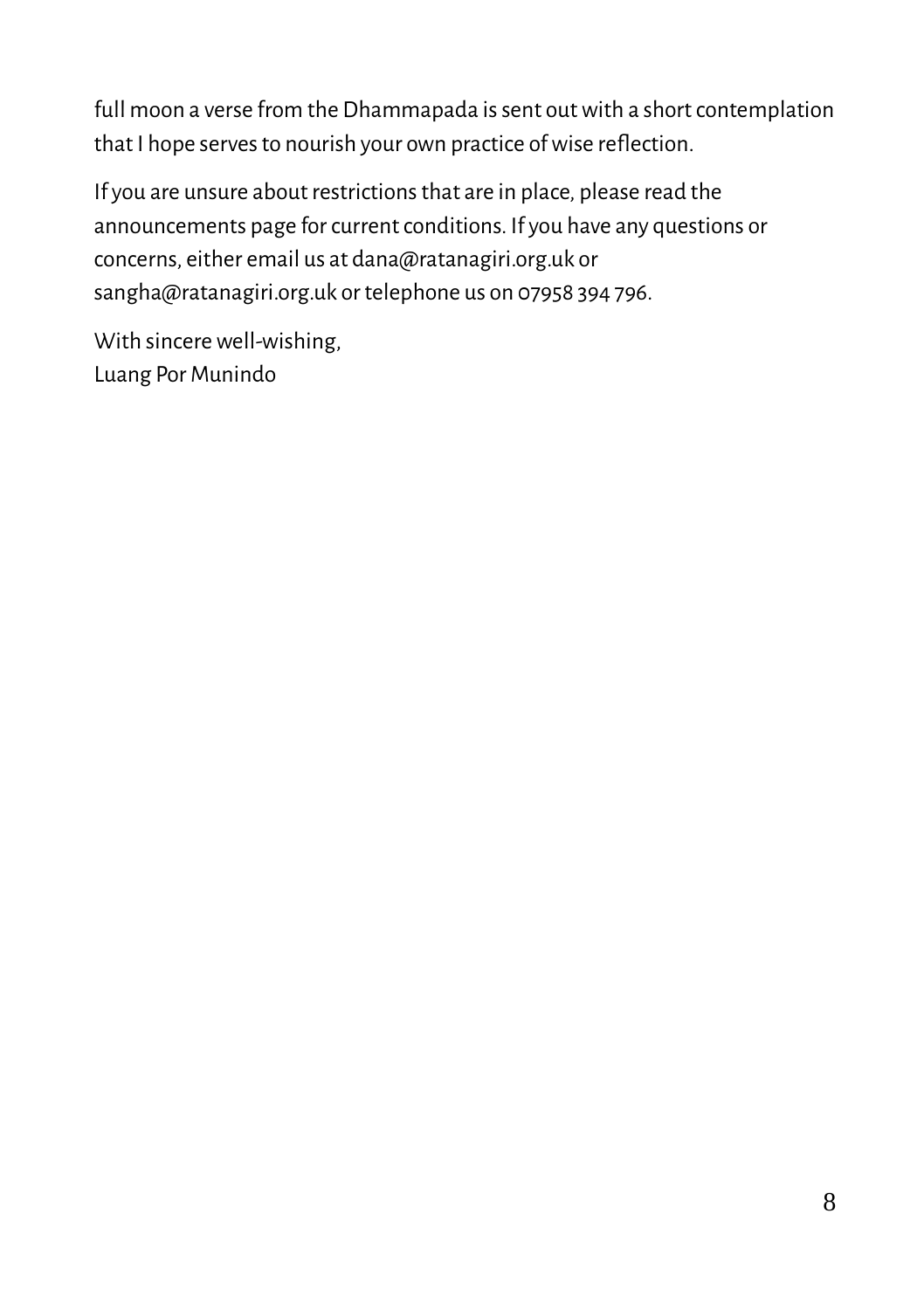full moon a verse from the Dhammapada is sent out with a short contemplation that I hope serves to nourish your own practice of wise reflection.

If you are unsure about restrictions that are in place, please read the announcements page for current conditions. If you have any questions or concerns, either email us at dana@ratanagiri.org.uk or sangha@ratanagiri.org.uk or telephone us on 07958 394 796.

With sincere well-wishing,
Luang Por Munindo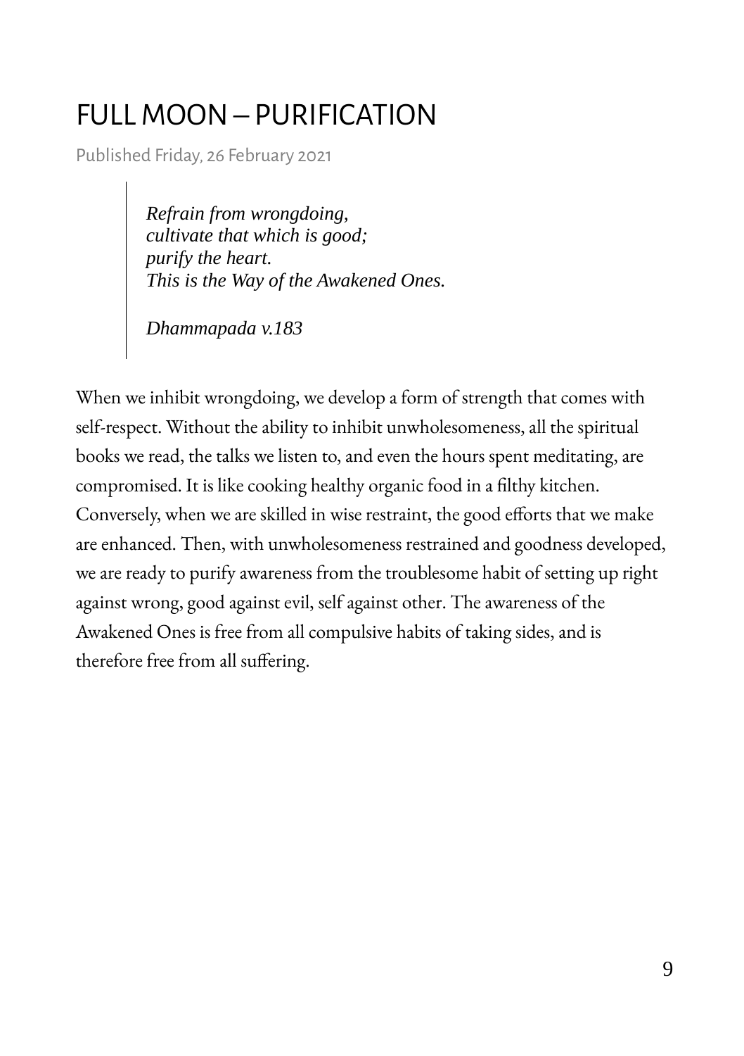# FULL MOON – PURIFICATION

Published Friday, 26 February 2021

> *Refrain from wrongdoing,*
> *cultivate that which is good;*
> *purify the heart.*
> *This is the Way of the Awakened Ones.*
>
> *Dhammapada v.183*

When we inhibit wrongdoing, we develop a form of strength that comes with self-respect. Without the ability to inhibit unwholesomeness, all the spiritual books we read, the talks we listen to, and even the hours spent meditating, are compromised. It is like cooking healthy organic food in a filthy kitchen. Conversely, when we are skilled in wise restraint, the good efforts that we make are enhanced. Then, with unwholesomeness restrained and goodness developed, we are ready to purify awareness from the troublesome habit of setting up right against wrong, good against evil, self against other. The awareness of the Awakened Ones is free from all compulsive habits of taking sides, and is therefore free from all suffering.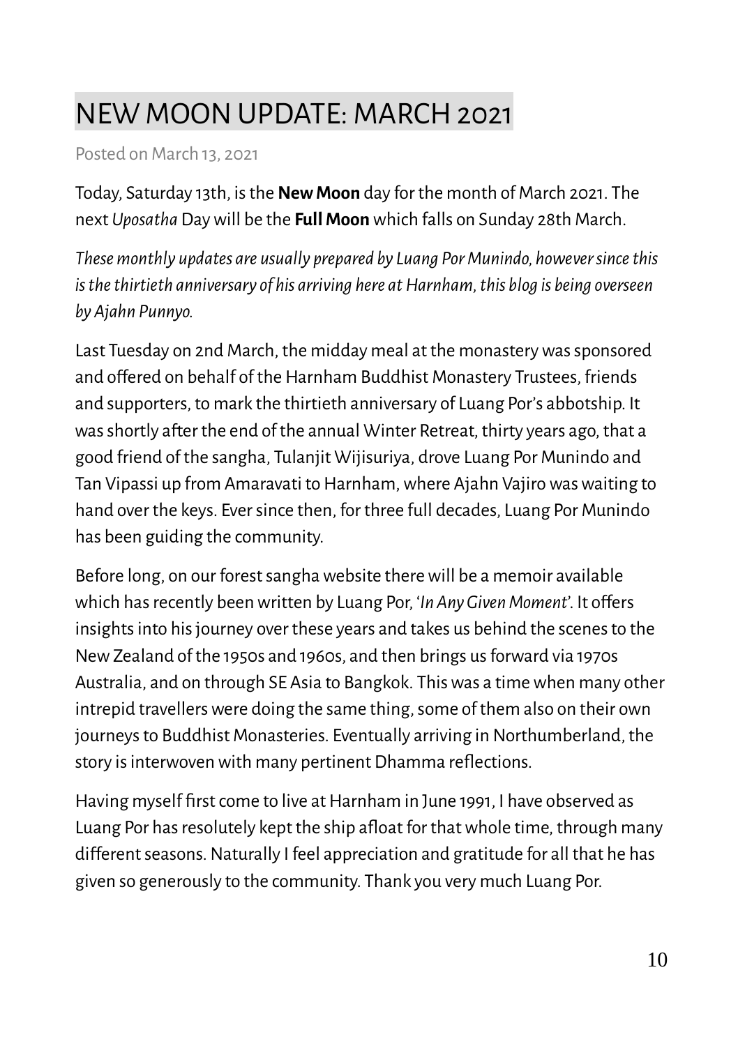# NEW MOON UPDATE: MARCH 2021

Posted on March 13, 2021

Today, Saturday 13th, is the **New Moon** day for the month of March 2021. The next *Uposatha* Day will be the **Full Moon** which falls on Sunday 28th March.

*These monthly updates are usually prepared by Luang Por Munindo, however since this is the thirtieth anniversary of his arriving here at Harnham, this blog is being overseen by Ajahn Punnyo.*

Last Tuesday on 2nd March, the midday meal at the monastery was sponsored and offered on behalf of the Harnham Buddhist Monastery Trustees, friends and supporters, to mark the thirtieth anniversary of Luang Por's abbotship. It was shortly after the end of the annual Winter Retreat, thirty years ago, that a good friend of the sangha, Tulanjit Wijisuriya, drove Luang Por Munindo and Tan Vipassi up from Amaravati to Harnham, where Ajahn Vajiro was waiting to hand over the keys. Ever since then, for three full decades, Luang Por Munindo has been guiding the community.

Before long, on our forest sangha website there will be a memoir available which has recently been written by Luang Por, '*In Any Given Moment*'. It offers insights into his journey over these years and takes us behind the scenes to the New Zealand of the 1950s and 1960s, and then brings us forward via 1970s Australia, and on through SE Asia to Bangkok. This was a time when many other intrepid travellers were doing the same thing, some of them also on their own journeys to Buddhist Monasteries. Eventually arriving in Northumberland, the story is interwoven with many pertinent Dhamma reflections.

Having myself first come to live at Harnham in June 1991, I have observed as Luang Por has resolutely kept the ship afloat for that whole time, through many different seasons. Naturally I feel appreciation and gratitude for all that he has given so generously to the community. Thank you very much Luang Por.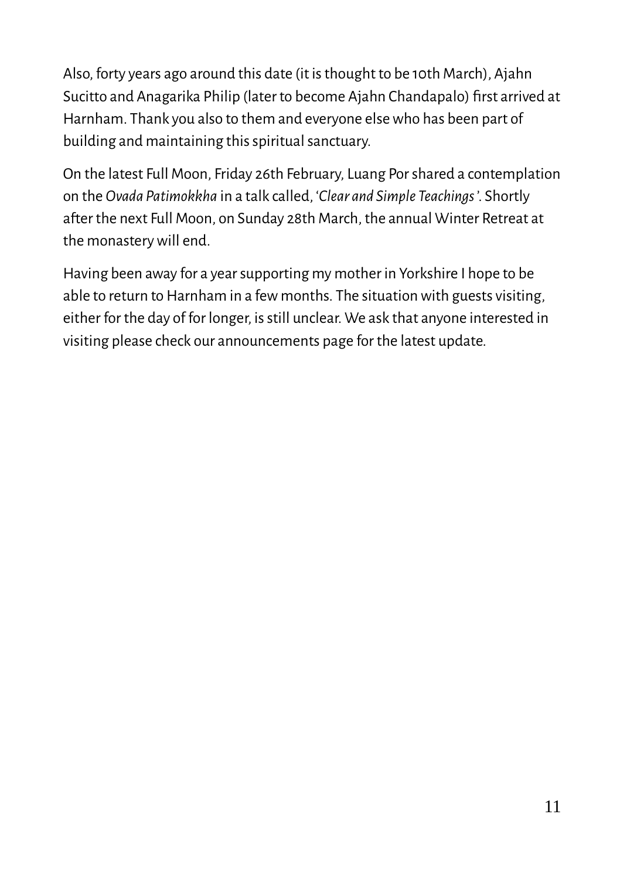Also, forty years ago around this date (it is thought to be 10th March), Ajahn Sucitto and Anagarika Philip (later to become Ajahn Chandapalo) first arrived at Harnham. Thank you also to them and everyone else who has been part of building and maintaining this spiritual sanctuary.

On the latest Full Moon, Friday 26th February, Luang Por shared a contemplation on the *Ovada Patimokkha* in a talk called, '*Clear and Simple Teachings*'. Shortly after the next Full Moon, on Sunday 28th March, the annual Winter Retreat at the monastery will end.

Having been away for a year supporting my mother in Yorkshire I hope to be able to return to Harnham in a few months. The situation with guests visiting, either for the day of for longer, is still unclear. We ask that anyone interested in visiting please check our announcements page for the latest update.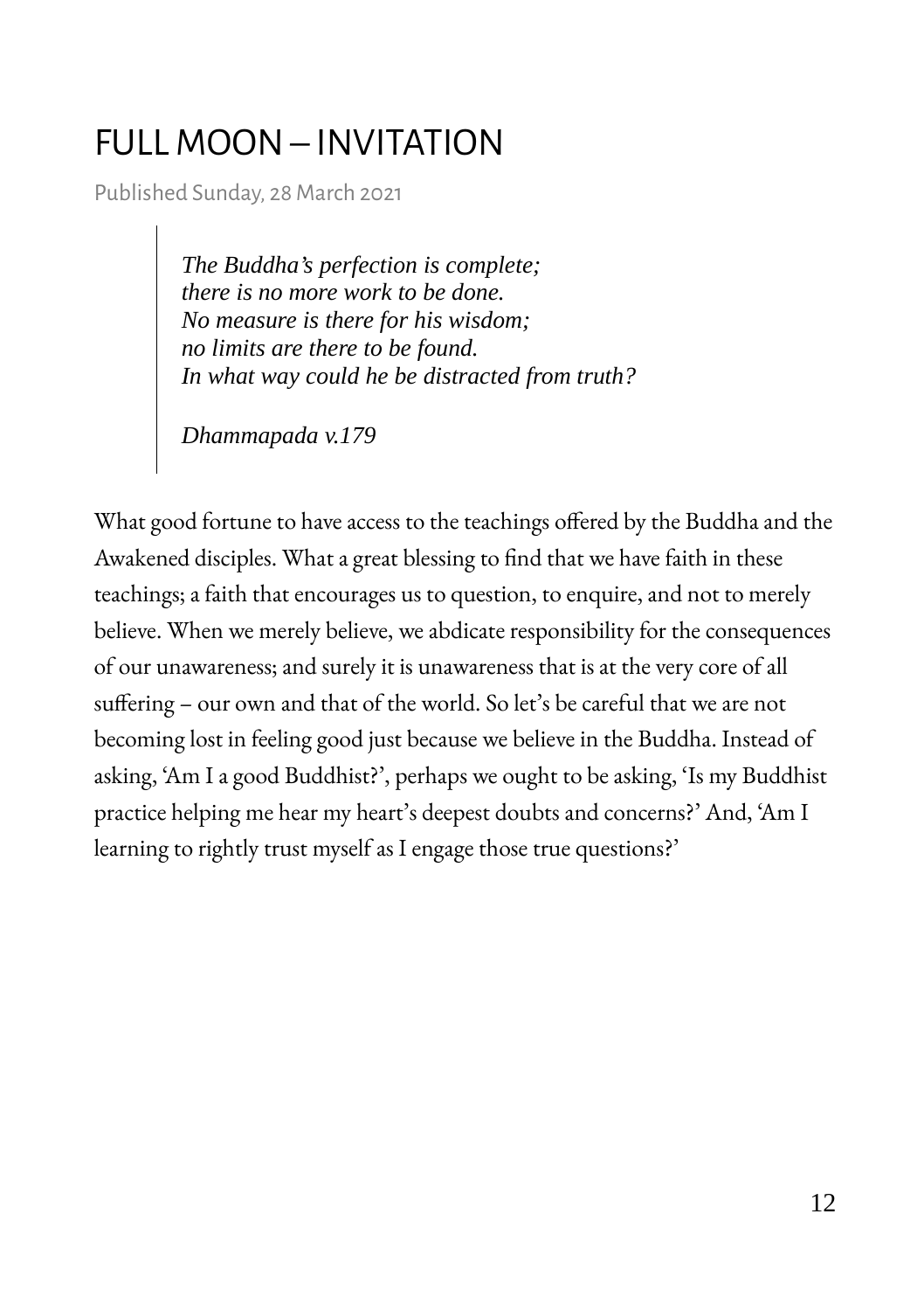# FULL MOON – INVITATION

Published Sunday, 28 March 2021

> *The Buddha's perfection is complete;*
> *there is no more work to be done.*
> *No measure is there for his wisdom;*
> *no limits are there to be found.*
> *In what way could he be distracted from truth?*
>
> *Dhammapada v.179*

What good fortune to have access to the teachings offered by the Buddha and the Awakened disciples. What a great blessing to find that we have faith in these teachings; a faith that encourages us to question, to enquire, and not to merely believe. When we merely believe, we abdicate responsibility for the consequences of our unawareness; and surely it is unawareness that is at the very core of all suffering – our own and that of the world. So let's be careful that we are not becoming lost in feeling good just because we believe in the Buddha. Instead of asking, 'Am I a good Buddhist?', perhaps we ought to be asking, 'Is my Buddhist practice helping me hear my heart's deepest doubts and concerns?' And, 'Am I learning to rightly trust myself as I engage those true questions?'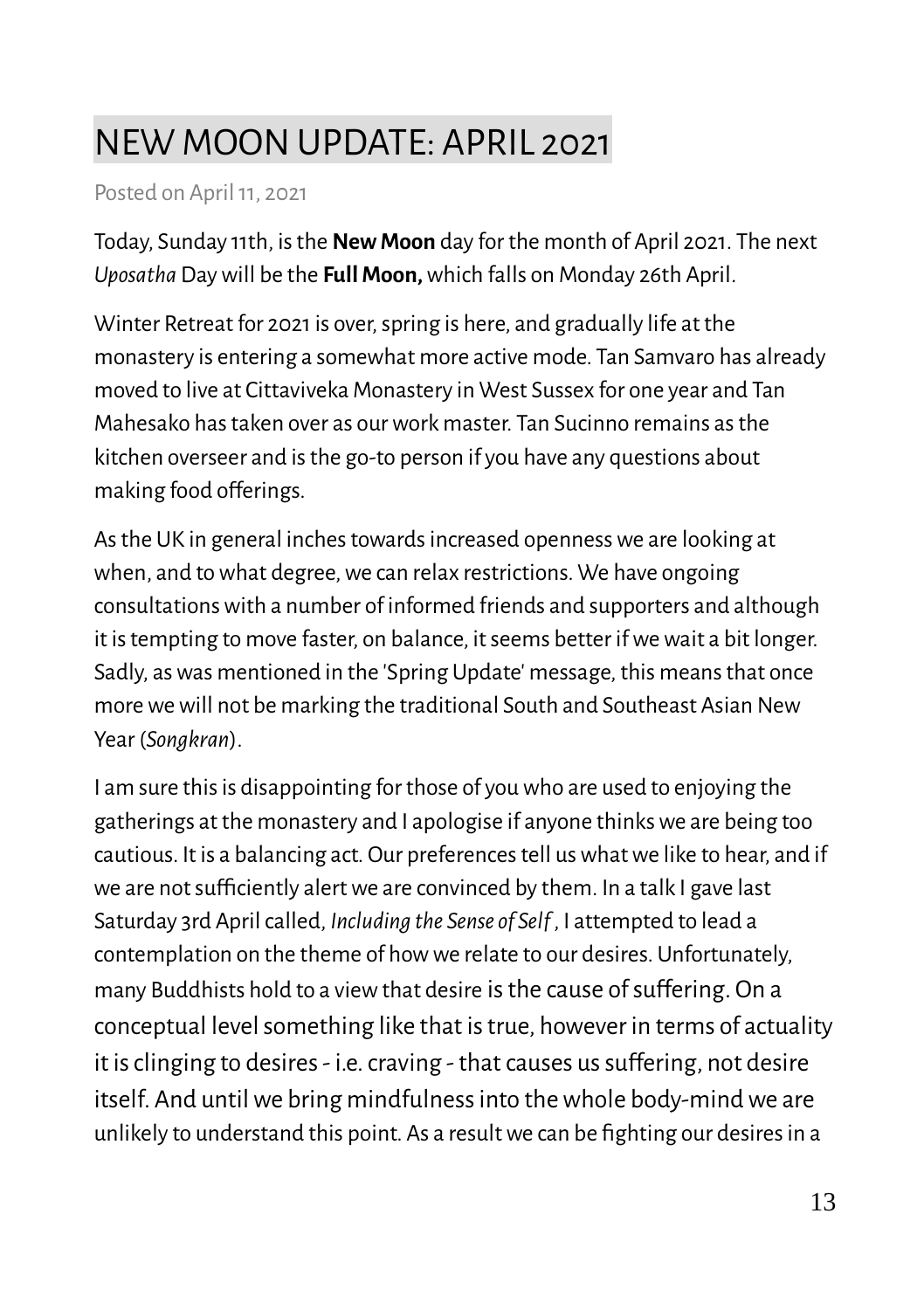# NEW MOON UPDATE: APRIL 2021

Posted on April 11, 2021

Today, Sunday 11th, is the **New Moon** day for the month of April 2021. The next *Uposatha* Day will be the **Full Moon,** which falls on Monday 26th April.

Winter Retreat for 2021 is over, spring is here, and gradually life at the monastery is entering a somewhat more active mode. Tan Samvaro has already moved to live at Cittaviveka Monastery in West Sussex for one year and Tan Mahesako has taken over as our work master. Tan Sucinno remains as the kitchen overseer and is the go-to person if you have any questions about making food offerings.

As the UK in general inches towards increased openness we are looking at when, and to what degree, we can relax restrictions. We have ongoing consultations with a number of informed friends and supporters and although it is tempting to move faster, on balance, it seems better if we wait a bit longer. Sadly, as was mentioned in the 'Spring Update' message, this means that once more we will not be marking the traditional South and Southeast Asian New Year (*Songkran*).

I am sure this is disappointing for those of you who are used to enjoying the gatherings at the monastery and I apologise if anyone thinks we are being too cautious. It is a balancing act. Our preferences tell us what we like to hear, and if we are not sufficiently alert we are convinced by them. In a talk I gave last Saturday 3rd April called, *Including the Sense of Self* , I attempted to lead a contemplation on the theme of how we relate to our desires. Unfortunately, many Buddhists hold to a view that desire is the cause of suffering. On a conceptual level something like that is true, however in terms of actuality it is clinging to desires - i.e. craving - that causes us suffering, not desire itself. And until we bring mindfulness into the whole body-mind we are unlikely to understand this point. As a result we can be fighting our desires in a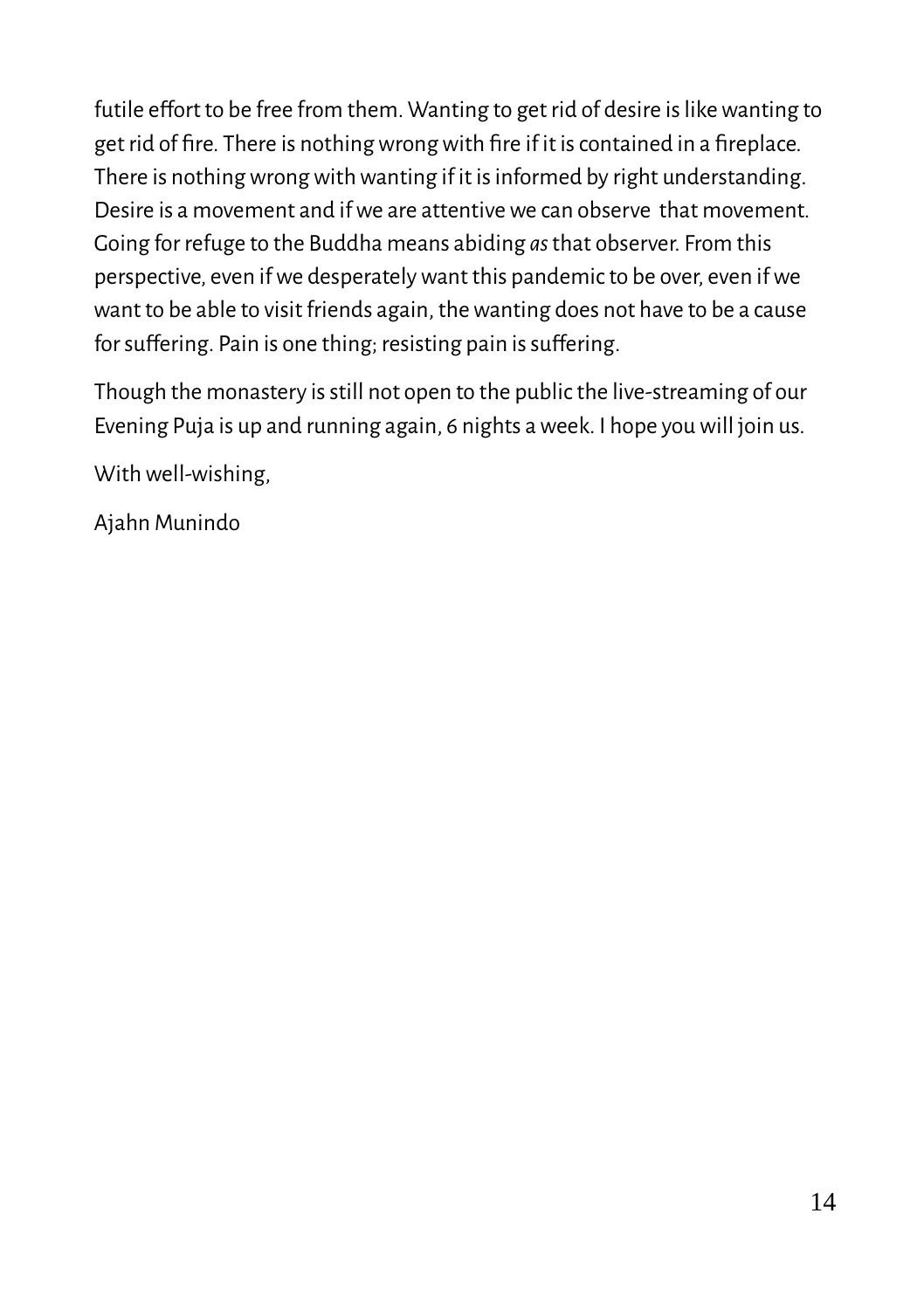futile effort to be free from them. Wanting to get rid of desire is like wanting to get rid of fire. There is nothing wrong with fire if it is contained in a fireplace. There is nothing wrong with wanting if it is informed by right understanding. Desire is a movement and if we are attentive we can observe that movement. Going for refuge to the Buddha means abiding *as* that observer. From this perspective, even if we desperately want this pandemic to be over, even if we want to be able to visit friends again, the wanting does not have to be a cause for suffering. Pain is one thing; resisting pain is suffering.

Though the monastery is still not open to the public the live-streaming of our Evening Puja is up and running again, 6 nights a week. I hope you will join us.

With well-wishing,

Ajahn Munindo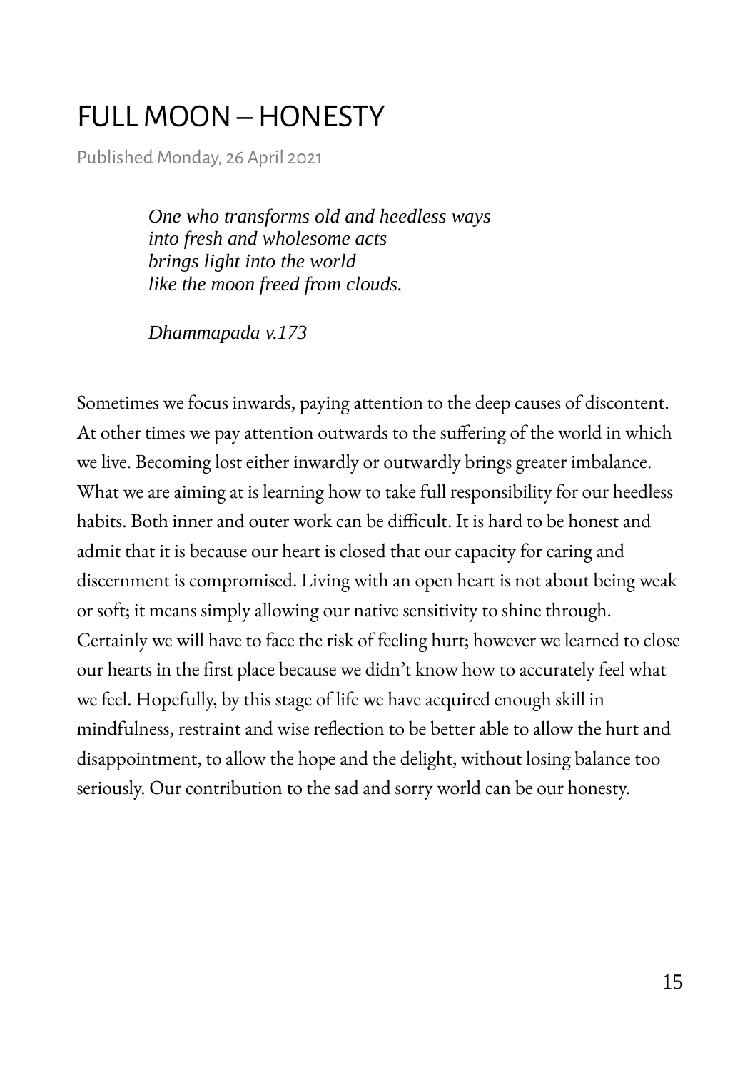# FULL MOON – HONESTY

Published Monday, 26 April 2021

> *One who transforms old and heedless ways*
> *into fresh and wholesome acts*
> *brings light into the world*
> *like the moon freed from clouds.*
>
> *Dhammapada v.173*

Sometimes we focus inwards, paying attention to the deep causes of discontent. At other times we pay attention outwards to the suffering of the world in which we live. Becoming lost either inwardly or outwardly brings greater imbalance. What we are aiming at is learning how to take full responsibility for our heedless habits. Both inner and outer work can be difficult. It is hard to be honest and admit that it is because our heart is closed that our capacity for caring and discernment is compromised. Living with an open heart is not about being weak or soft; it means simply allowing our native sensitivity to shine through. Certainly we will have to face the risk of feeling hurt; however we learned to close our hearts in the first place because we didn't know how to accurately feel what we feel. Hopefully, by this stage of life we have acquired enough skill in mindfulness, restraint and wise reflection to be better able to allow the hurt and disappointment, to allow the hope and the delight, without losing balance too seriously. Our contribution to the sad and sorry world can be our honesty.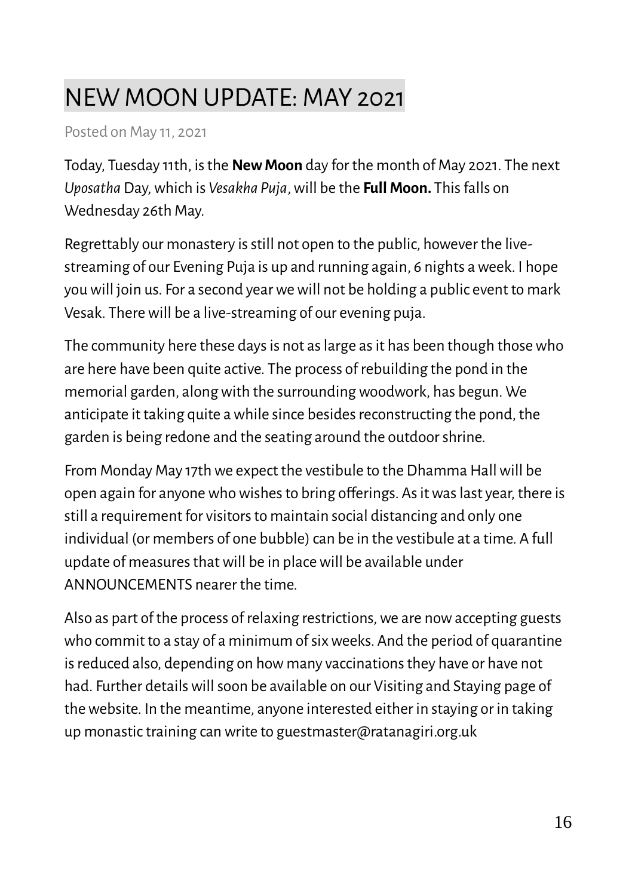# NEW MOON UPDATE: MAY 2021

Posted on May 11, 2021

Today, Tuesday 11th, is the **New Moon** day for the month of May 2021. The next *Uposatha* Day, which is *Vesakha Puja*, will be the **Full Moon.** This falls on Wednesday 26th May.

Regrettably our monastery is still not open to the public, however the live-streaming of our Evening Puja is up and running again, 6 nights a week. I hope you will join us. For a second year we will not be holding a public event to mark Vesak. There will be a live-streaming of our evening puja.

The community here these days is not as large as it has been though those who are here have been quite active. The process of rebuilding the pond in the memorial garden, along with the surrounding woodwork, has begun. We anticipate it taking quite a while since besides reconstructing the pond, the garden is being redone and the seating around the outdoor shrine.

From Monday May 17th we expect the vestibule to the Dhamma Hall will be open again for anyone who wishes to bring offerings. As it was last year, there is still a requirement for visitors to maintain social distancing and only one individual (or members of one bubble) can be in the vestibule at a time. A full update of measures that will be in place will be available under ANNOUNCEMENTS nearer the time.

Also as part of the process of relaxing restrictions, we are now accepting guests who commit to a stay of a minimum of six weeks. And the period of quarantine is reduced also, depending on how many vaccinations they have or have not had. Further details will soon be available on our Visiting and Staying page of the website. In the meantime, anyone interested either in staying or in taking up monastic training can write to guestmaster@ratanagiri.org.uk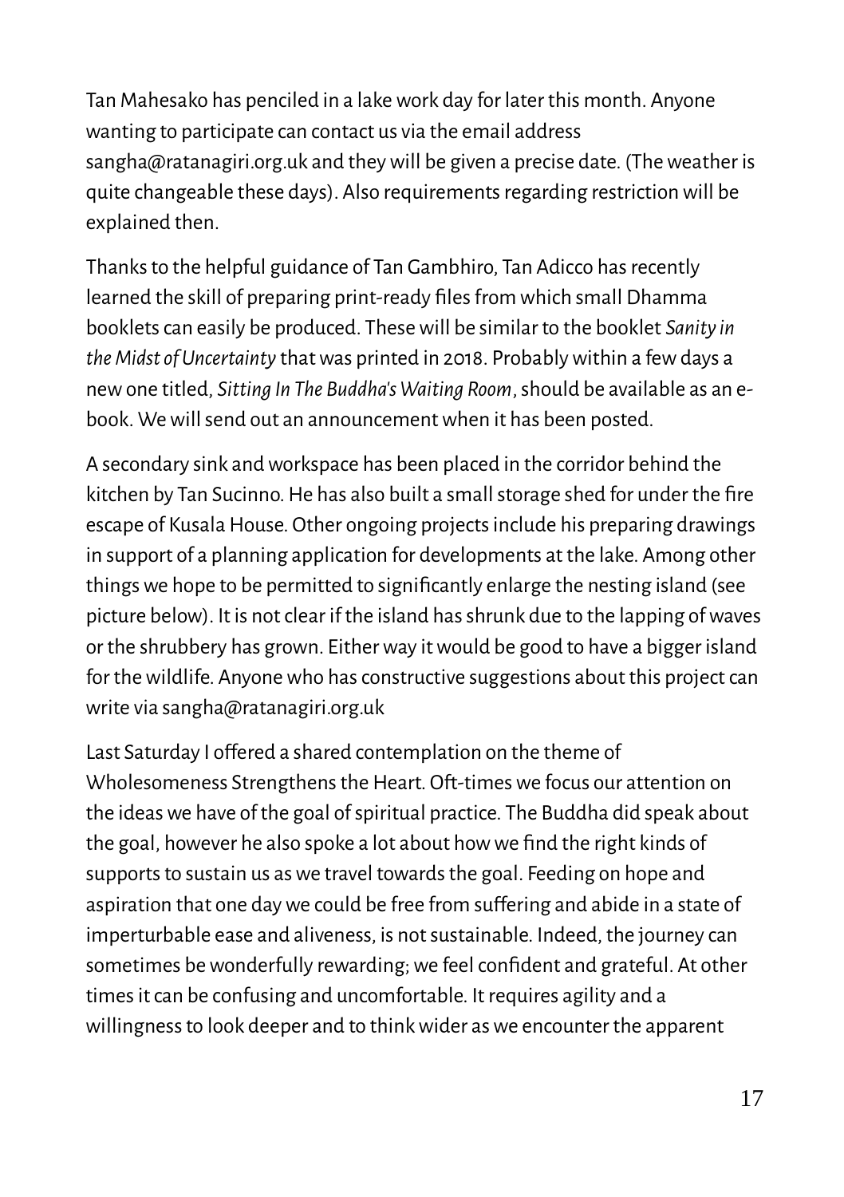Tan Mahesako has penciled in a lake work day for later this month. Anyone wanting to participate can contact us via the email address sangha@ratanagiri.org.uk and they will be given a precise date. (The weather is quite changeable these days). Also requirements regarding restriction will be explained then.

Thanks to the helpful guidance of Tan Gambhiro, Tan Adicco has recently learned the skill of preparing print-ready files from which small Dhamma booklets can easily be produced. These will be similar to the booklet *Sanity in the Midst of Uncertainty* that was printed in 2018. Probably within a few days a new one titled, *Sitting In The Buddha's Waiting Room*, should be available as an e-book. We will send out an announcement when it has been posted.

A secondary sink and workspace has been placed in the corridor behind the kitchen by Tan Sucinno. He has also built a small storage shed for under the fire escape of Kusala House. Other ongoing projects include his preparing drawings in support of a planning application for developments at the lake. Among other things we hope to be permitted to significantly enlarge the nesting island (see picture below). It is not clear if the island has shrunk due to the lapping of waves or the shrubbery has grown. Either way it would be good to have a bigger island for the wildlife. Anyone who has constructive suggestions about this project can write via sangha@ratanagiri.org.uk

Last Saturday I offered a shared contemplation on the theme of Wholesomeness Strengthens the Heart. Oft-times we focus our attention on the ideas we have of the goal of spiritual practice. The Buddha did speak about the goal, however he also spoke a lot about how we find the right kinds of supports to sustain us as we travel towards the goal. Feeding on hope and aspiration that one day we could be free from suffering and abide in a state of imperturbable ease and aliveness, is not sustainable. Indeed, the journey can sometimes be wonderfully rewarding; we feel confident and grateful. At other times it can be confusing and uncomfortable. It requires agility and a willingness to look deeper and to think wider as we encounter the apparent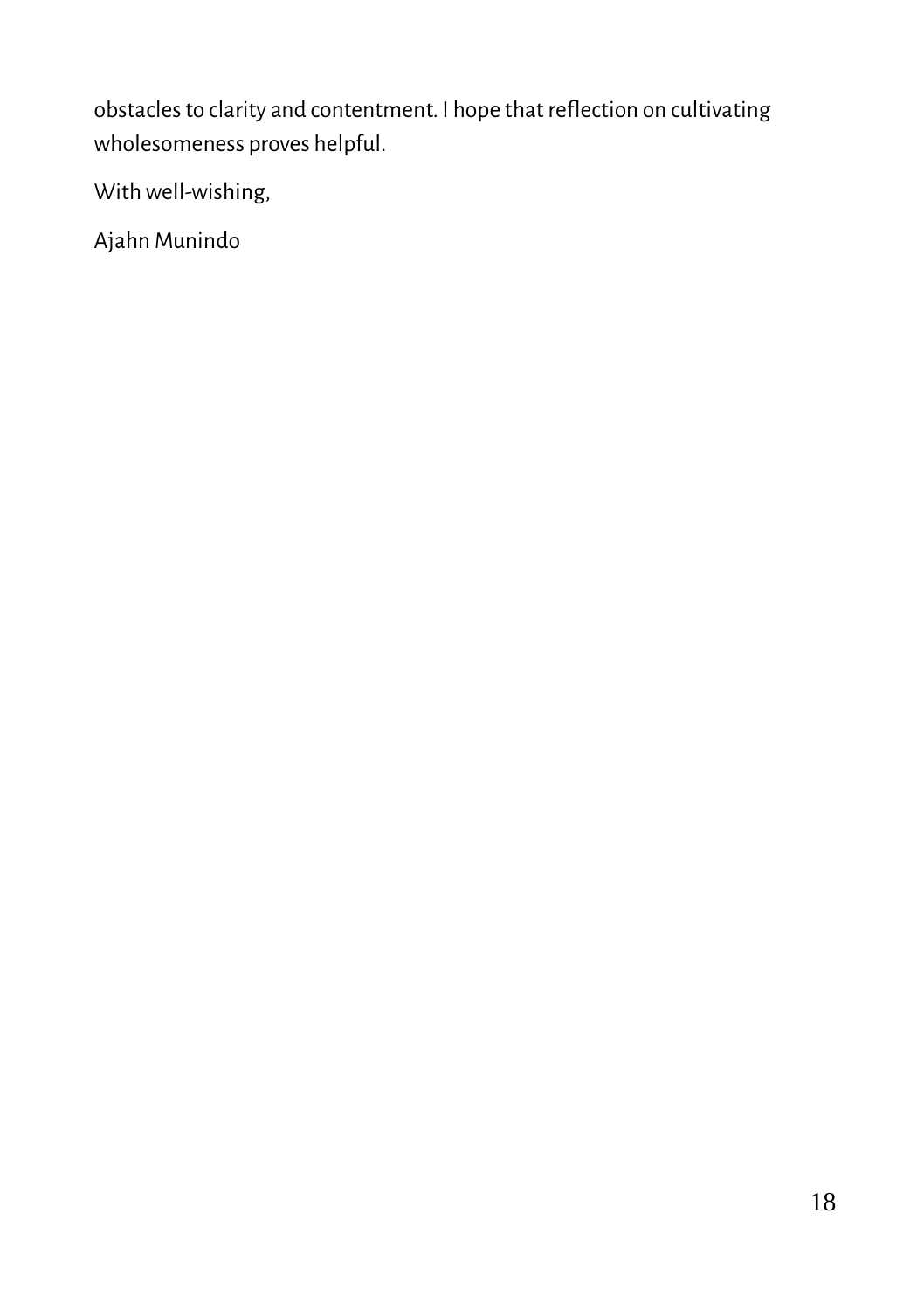obstacles to clarity and contentment. I hope that reflection on cultivating wholesomeness proves helpful.

With well-wishing,

Ajahn Munindo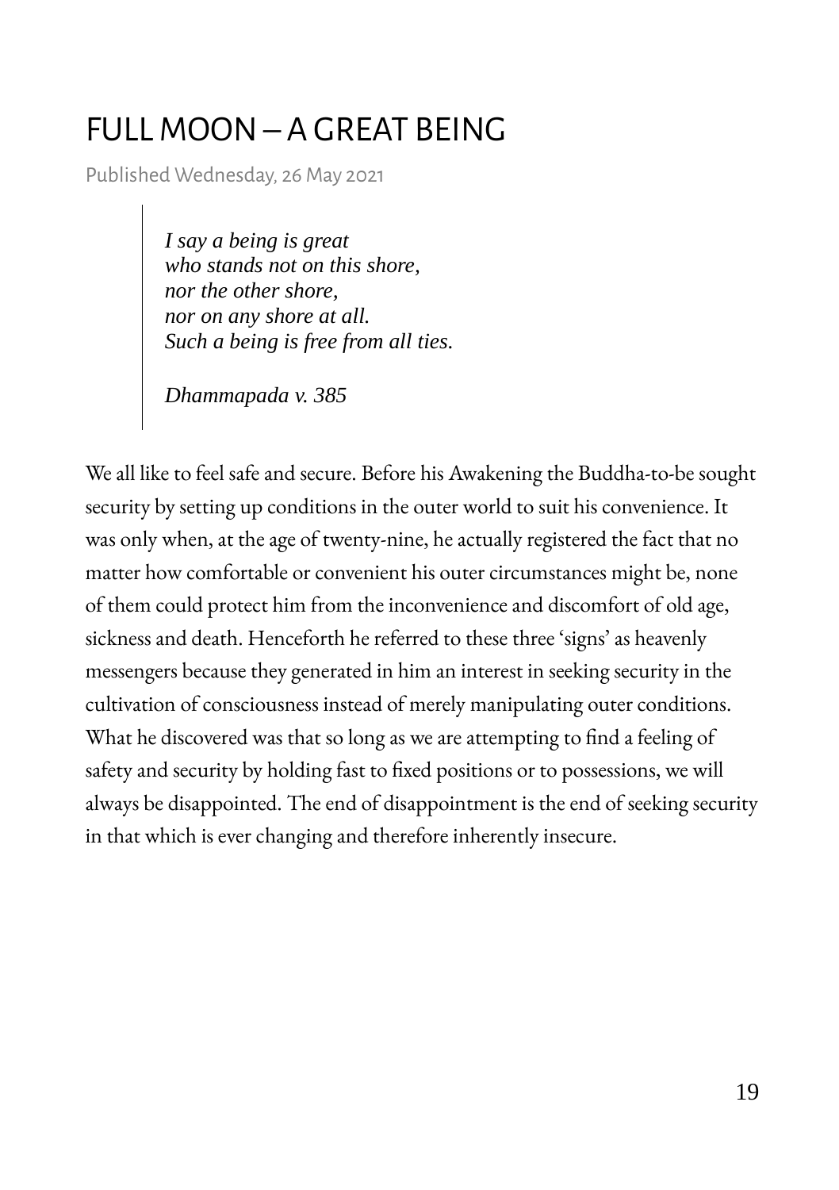# FULL MOON – A GREAT BEING

Published Wednesday, 26 May 2021

> *I say a being is great*
> *who stands not on this shore,*
> *nor the other shore,*
> *nor on any shore at all.*
> *Such a being is free from all ties.*
>
> *Dhammapada v. 385*

We all like to feel safe and secure. Before his Awakening the Buddha-to-be sought security by setting up conditions in the outer world to suit his convenience. It was only when, at the age of twenty-nine, he actually registered the fact that no matter how comfortable or convenient his outer circumstances might be, none of them could protect him from the inconvenience and discomfort of old age, sickness and death. Henceforth he referred to these three 'signs' as heavenly messengers because they generated in him an interest in seeking security in the cultivation of consciousness instead of merely manipulating outer conditions. What he discovered was that so long as we are attempting to find a feeling of safety and security by holding fast to fixed positions or to possessions, we will always be disappointed. The end of disappointment is the end of seeking security in that which is ever changing and therefore inherently insecure.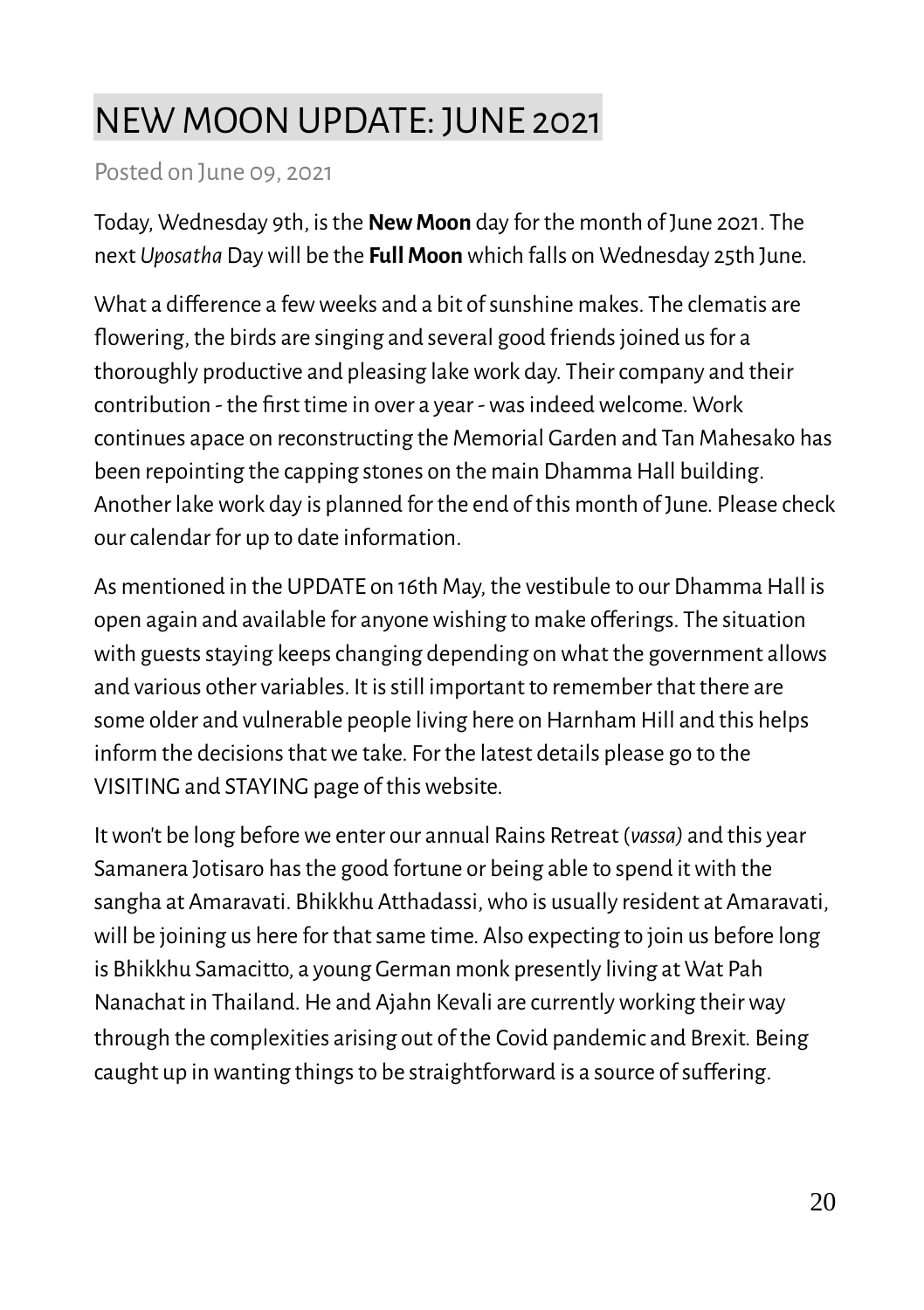# NEW MOON UPDATE: JUNE 2021

Posted on June 09, 2021

Today, Wednesday 9th, is the **New Moon** day for the month of June 2021. The next *Uposatha* Day will be the **Full Moon** which falls on Wednesday 25th June.

What a difference a few weeks and a bit of sunshine makes. The clematis are flowering, the birds are singing and several good friends joined us for a thoroughly productive and pleasing lake work day. Their company and their contribution - the first time in over a year - was indeed welcome. Work continues apace on reconstructing the Memorial Garden and Tan Mahesako has been repointing the capping stones on the main Dhamma Hall building. Another lake work day is planned for the end of this month of June. Please check our calendar for up to date information.

As mentioned in the UPDATE on 16th May, the vestibule to our Dhamma Hall is open again and available for anyone wishing to make offerings. The situation with guests staying keeps changing depending on what the government allows and various other variables. It is still important to remember that there are some older and vulnerable people living here on Harnham Hill and this helps inform the decisions that we take. For the latest details please go to the VISITING and STAYING page of this website.

It won't be long before we enter our annual Rains Retreat (*vassa)* and this year Samanera Jotisaro has the good fortune or being able to spend it with the sangha at Amaravati. Bhikkhu Atthadassi, who is usually resident at Amaravati, will be joining us here for that same time. Also expecting to join us before long is Bhikkhu Samacitto, a young German monk presently living at Wat Pah Nanachat in Thailand. He and Ajahn Kevali are currently working their way through the complexities arising out of the Covid pandemic and Brexit. Being caught up in wanting things to be straightforward is a source of suffering.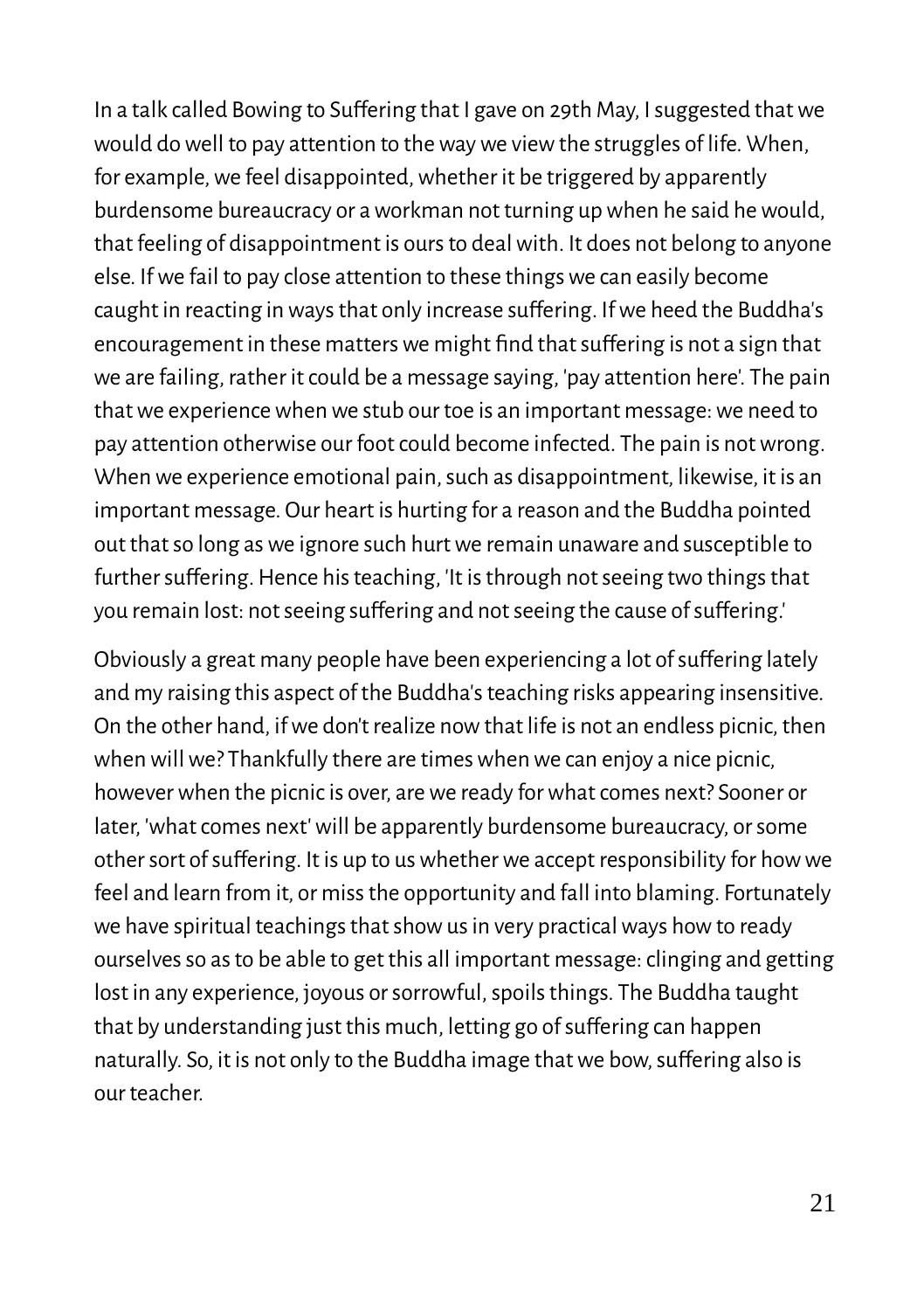In a talk called Bowing to Suffering that I gave on 29th May, I suggested that we would do well to pay attention to the way we view the struggles of life. When, for example, we feel disappointed, whether it be triggered by apparently burdensome bureaucracy or a workman not turning up when he said he would, that feeling of disappointment is ours to deal with. It does not belong to anyone else. If we fail to pay close attention to these things we can easily become caught in reacting in ways that only increase suffering. If we heed the Buddha's encouragement in these matters we might find that suffering is not a sign that we are failing, rather it could be a message saying, 'pay attention here'. The pain that we experience when we stub our toe is an important message: we need to pay attention otherwise our foot could become infected. The pain is not wrong. When we experience emotional pain, such as disappointment, likewise, it is an important message. Our heart is hurting for a reason and the Buddha pointed out that so long as we ignore such hurt we remain unaware and susceptible to further suffering. Hence his teaching, 'It is through not seeing two things that you remain lost: not seeing suffering and not seeing the cause of suffering.'

Obviously a great many people have been experiencing a lot of suffering lately and my raising this aspect of the Buddha's teaching risks appearing insensitive. On the other hand, if we don't realize now that life is not an endless picnic, then when will we? Thankfully there are times when we can enjoy a nice picnic, however when the picnic is over, are we ready for what comes next? Sooner or later, 'what comes next' will be apparently burdensome bureaucracy, or some other sort of suffering. It is up to us whether we accept responsibility for how we feel and learn from it, or miss the opportunity and fall into blaming. Fortunately we have spiritual teachings that show us in very practical ways how to ready ourselves so as to be able to get this all important message: clinging and getting lost in any experience, joyous or sorrowful, spoils things. The Buddha taught that by understanding just this much, letting go of suffering can happen naturally. So, it is not only to the Buddha image that we bow, suffering also is our teacher.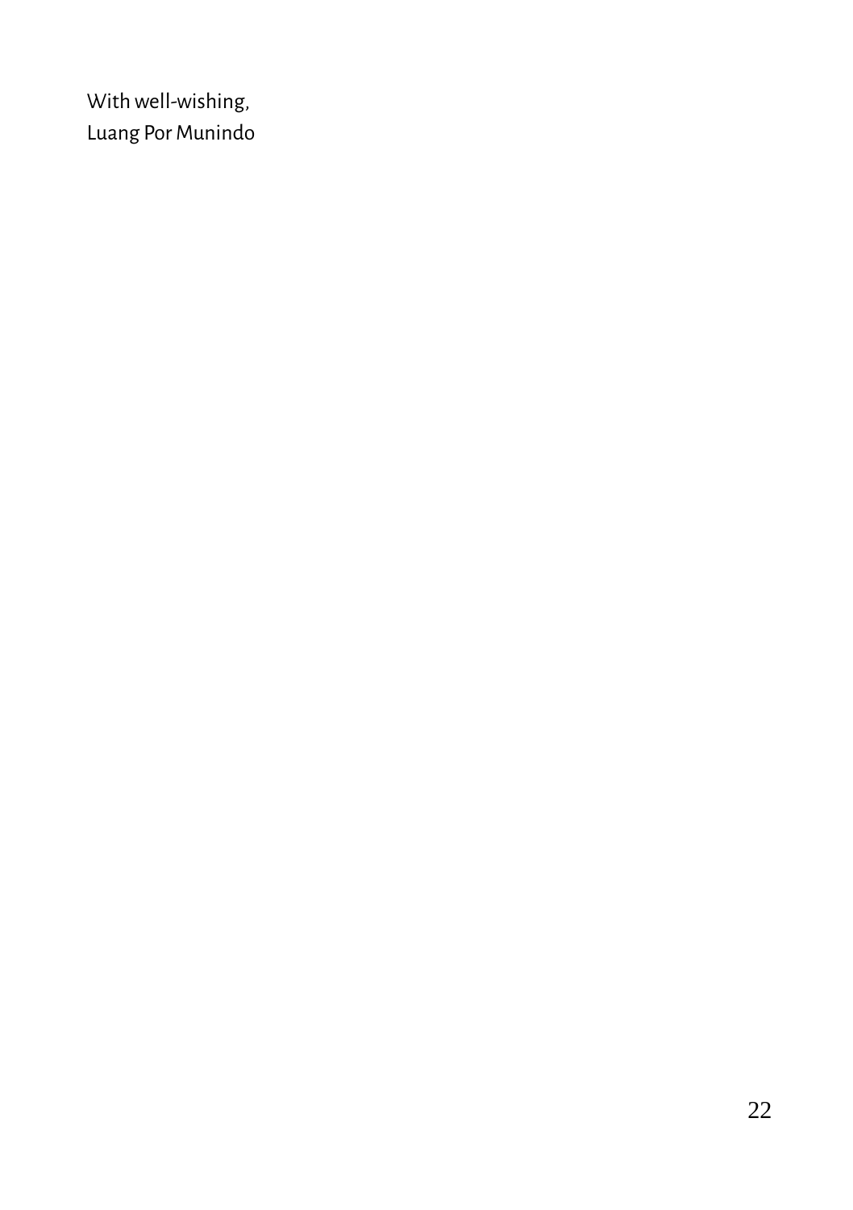With well-wishing,
Luang Por Munindo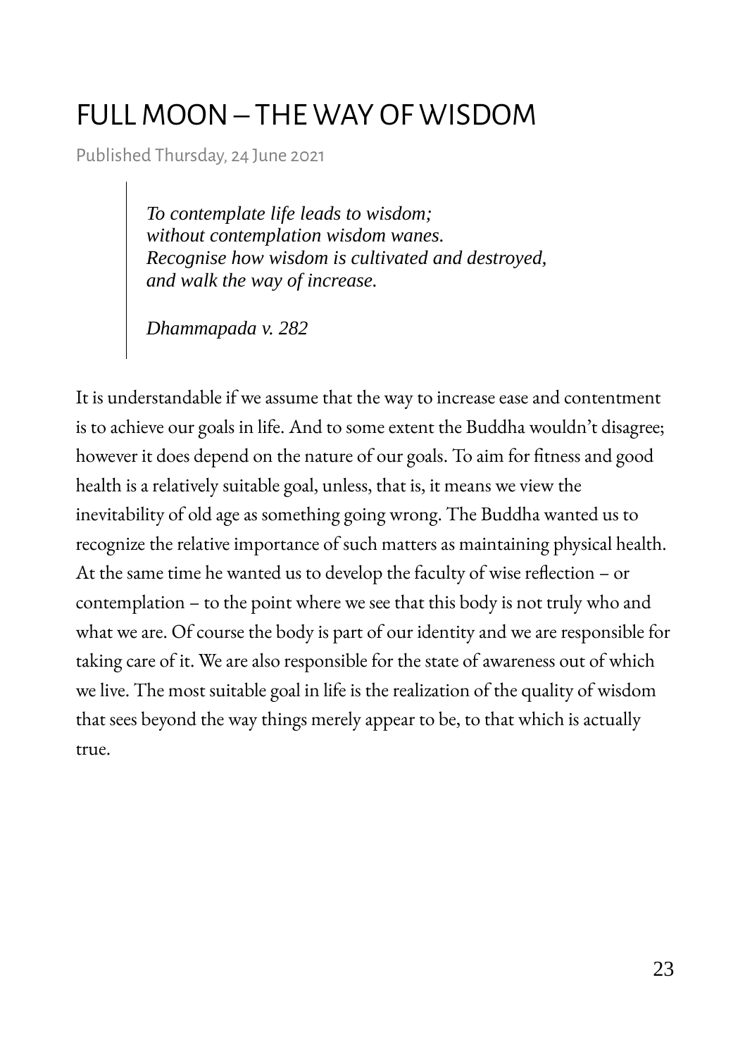# FULL MOON – THE WAY OF WISDOM

Published Thursday, 24 June 2021

> *To contemplate life leads to wisdom;*
> *without contemplation wisdom wanes.*
> *Recognise how wisdom is cultivated and destroyed,*
> *and walk the way of increase.*
>
> *Dhammapada v. 282*

It is understandable if we assume that the way to increase ease and contentment is to achieve our goals in life. And to some extent the Buddha wouldn't disagree; however it does depend on the nature of our goals. To aim for fitness and good health is a relatively suitable goal, unless, that is, it means we view the inevitability of old age as something going wrong. The Buddha wanted us to recognize the relative importance of such matters as maintaining physical health. At the same time he wanted us to develop the faculty of wise reflection – or contemplation – to the point where we see that this body is not truly who and what we are. Of course the body is part of our identity and we are responsible for taking care of it. We are also responsible for the state of awareness out of which we live. The most suitable goal in life is the realization of the quality of wisdom that sees beyond the way things merely appear to be, to that which is actually true.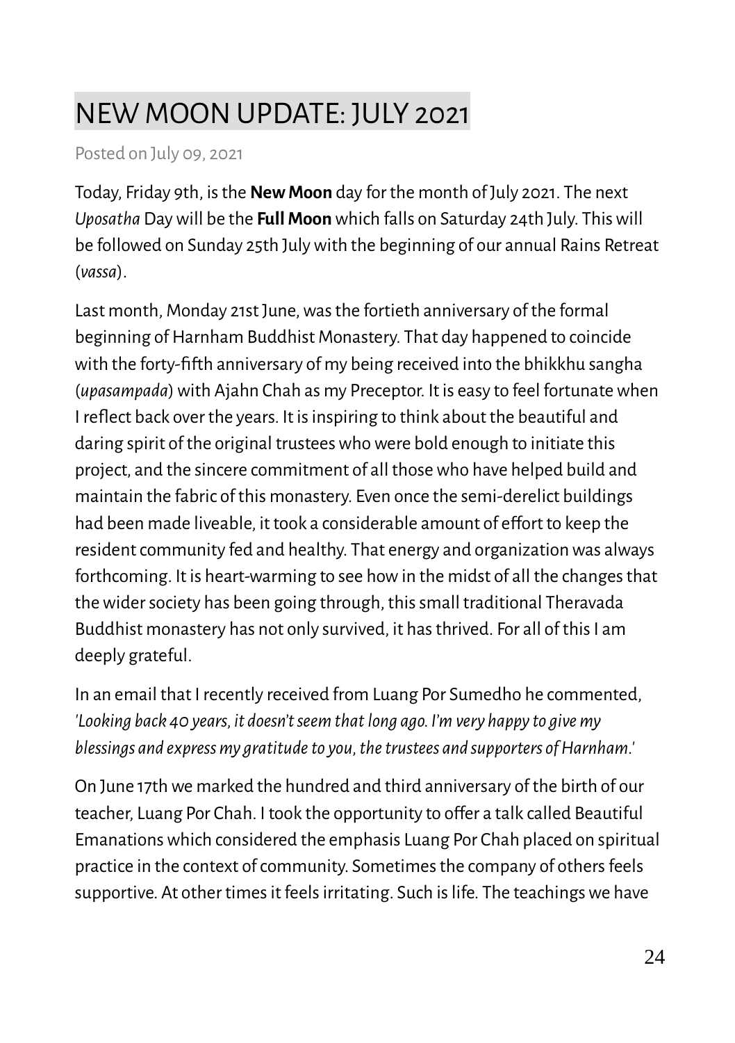# NEW MOON UPDATE: JULY 2021

Posted on July 09, 2021

Today, Friday 9th, is the **New Moon** day for the month of July 2021. The next *Uposatha* Day will be the **Full Moon** which falls on Saturday 24th July. This will be followed on Sunday 25th July with the beginning of our annual Rains Retreat (*vassa*).

Last month, Monday 21st June, was the fortieth anniversary of the formal beginning of Harnham Buddhist Monastery. That day happened to coincide with the forty-fifth anniversary of my being received into the bhikkhu sangha (*upasampada*) with Ajahn Chah as my Preceptor. It is easy to feel fortunate when I reflect back over the years. It is inspiring to think about the beautiful and daring spirit of the original trustees who were bold enough to initiate this project, and the sincere commitment of all those who have helped build and maintain the fabric of this monastery. Even once the semi-derelict buildings had been made liveable, it took a considerable amount of effort to keep the resident community fed and healthy. That energy and organization was always forthcoming. It is heart-warming to see how in the midst of all the changes that the wider society has been going through, this small traditional Theravada Buddhist monastery has not only survived, it has thrived. For all of this I am deeply grateful.

In an email that I recently received from Luang Por Sumedho he commented, '*Looking back 40 years, it doesn't seem that long ago. I'm very happy to give my blessings and express my gratitude to you, the trustees and supporters of Harnham.*'

On June 17th we marked the hundred and third anniversary of the birth of our teacher, Luang Por Chah. I took the opportunity to offer a talk called Beautiful Emanations which considered the emphasis Luang Por Chah placed on spiritual practice in the context of community. Sometimes the company of others feels supportive. At other times it feels irritating. Such is life. The teachings we have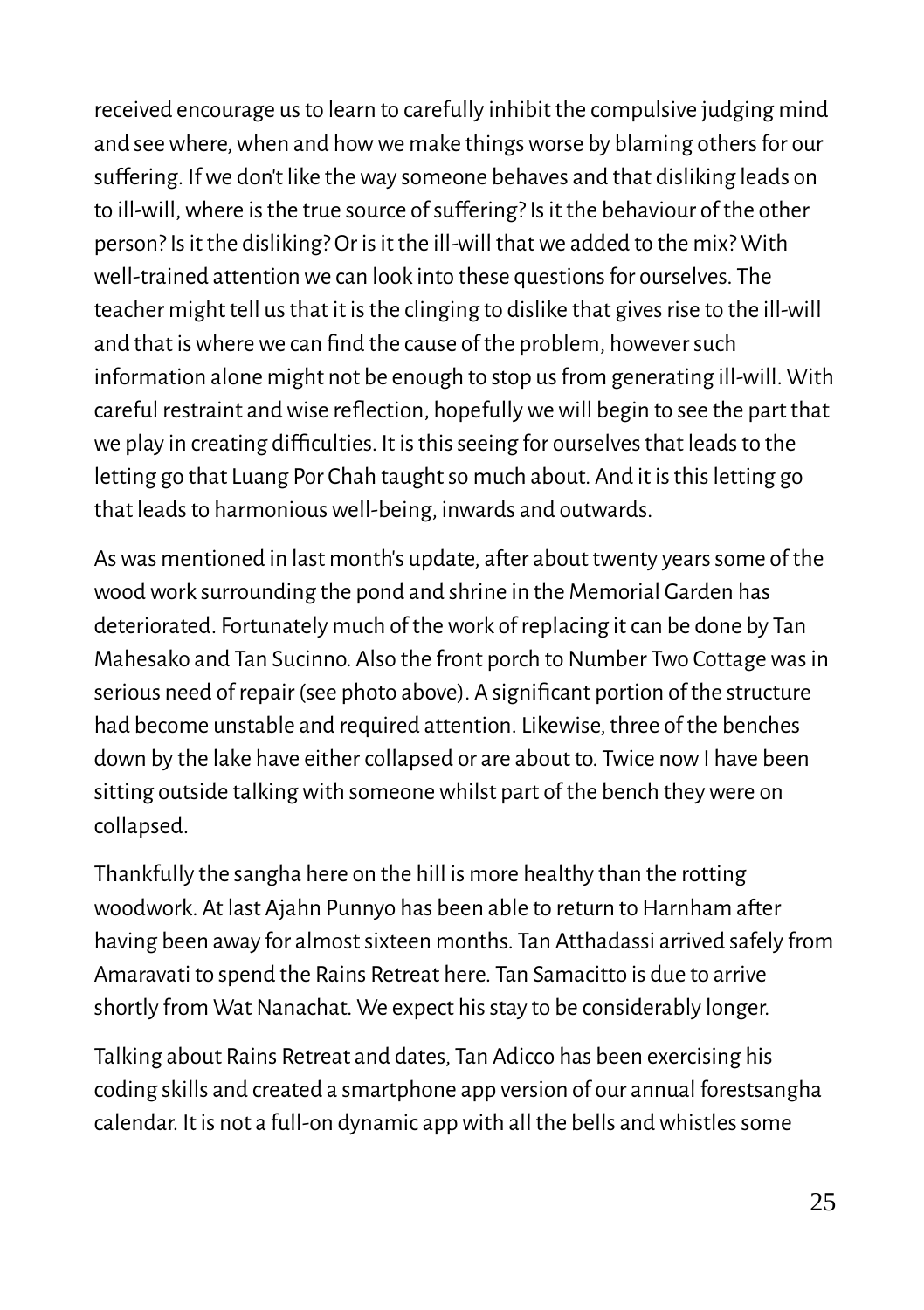received encourage us to learn to carefully inhibit the compulsive judging mind and see where, when and how we make things worse by blaming others for our suffering. If we don't like the way someone behaves and that disliking leads on to ill-will, where is the true source of suffering? Is it the behaviour of the other person? Is it the disliking? Or is it the ill-will that we added to the mix? With well-trained attention we can look into these questions for ourselves. The teacher might tell us that it is the clinging to dislike that gives rise to the ill-will and that is where we can find the cause of the problem, however such information alone might not be enough to stop us from generating ill-will. With careful restraint and wise reflection, hopefully we will begin to see the part that we play in creating difficulties. It is this seeing for ourselves that leads to the letting go that Luang Por Chah taught so much about. And it is this letting go that leads to harmonious well-being, inwards and outwards.

As was mentioned in last month's update, after about twenty years some of the wood work surrounding the pond and shrine in the Memorial Garden has deteriorated. Fortunately much of the work of replacing it can be done by Tan Mahesako and Tan Sucinno. Also the front porch to Number Two Cottage was in serious need of repair (see photo above). A significant portion of the structure had become unstable and required attention. Likewise, three of the benches down by the lake have either collapsed or are about to. Twice now I have been sitting outside talking with someone whilst part of the bench they were on collapsed.

Thankfully the sangha here on the hill is more healthy than the rotting woodwork. At last Ajahn Punnyo has been able to return to Harnham after having been away for almost sixteen months. Tan Atthadassi arrived safely from Amaravati to spend the Rains Retreat here. Tan Samacitto is due to arrive shortly from Wat Nanachat. We expect his stay to be considerably longer.

Talking about Rains Retreat and dates, Tan Adicco has been exercising his coding skills and created a smartphone app version of our annual forestsangha calendar. It is not a full-on dynamic app with all the bells and whistles some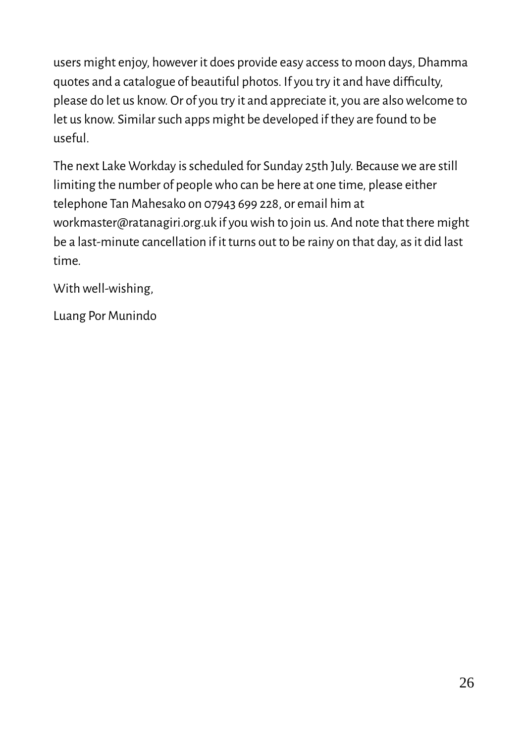users might enjoy, however it does provide easy access to moon days, Dhamma quotes and a catalogue of beautiful photos. If you try it and have difficulty, please do let us know. Or of you try it and appreciate it, you are also welcome to let us know. Similar such apps might be developed if they are found to be useful.

The next Lake Workday is scheduled for Sunday 25th July. Because we are still limiting the number of people who can be here at one time, please either telephone Tan Mahesako on 07943 699 228, or email him at workmaster@ratanagiri.org.uk if you wish to join us. And note that there might be a last-minute cancellation if it turns out to be rainy on that day, as it did last time.

With well-wishing,

Luang Por Munindo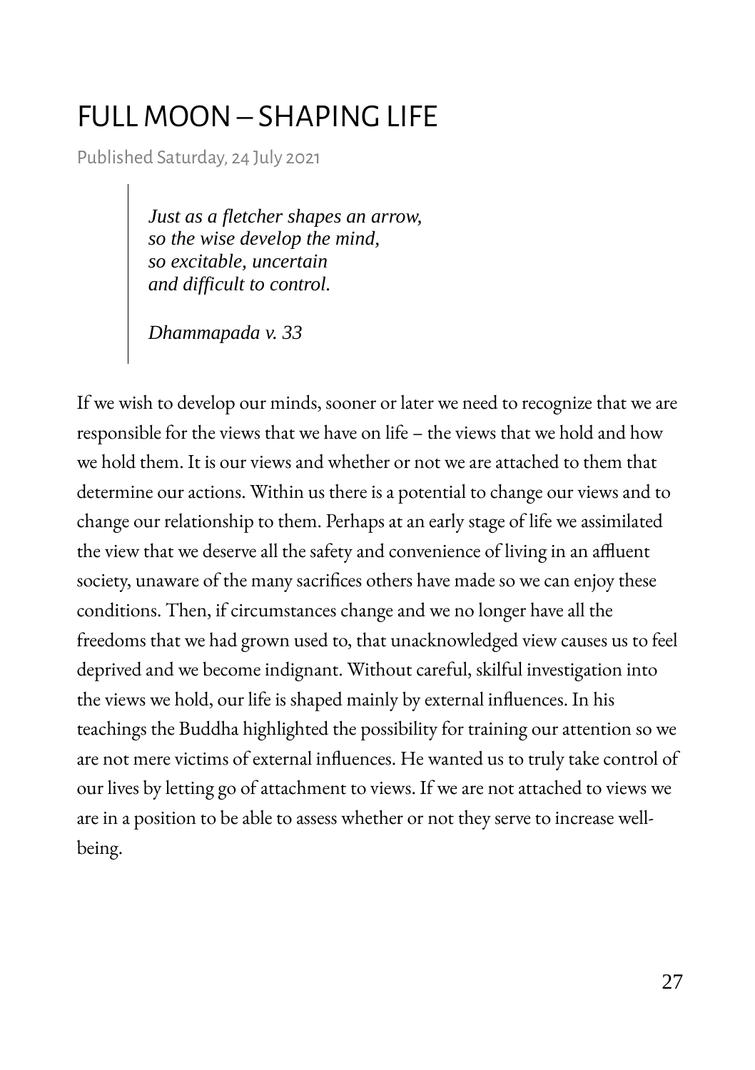# FULL MOON – SHAPING LIFE

Published Saturday, 24 July 2021

> *Just as a fletcher shapes an arrow,*
> *so the wise develop the mind,*
> *so excitable, uncertain*
> *and difficult to control.*
>
> *Dhammapada v. 33*

If we wish to develop our minds, sooner or later we need to recognize that we are responsible for the views that we have on life – the views that we hold and how we hold them. It is our views and whether or not we are attached to them that determine our actions. Within us there is a potential to change our views and to change our relationship to them. Perhaps at an early stage of life we assimilated the view that we deserve all the safety and convenience of living in an affluent society, unaware of the many sacrifices others have made so we can enjoy these conditions. Then, if circumstances change and we no longer have all the freedoms that we had grown used to, that unacknowledged view causes us to feel deprived and we become indignant. Without careful, skilful investigation into the views we hold, our life is shaped mainly by external influences. In his teachings the Buddha highlighted the possibility for training our attention so we are not mere victims of external influences. He wanted us to truly take control of our lives by letting go of attachment to views. If we are not attached to views we are in a position to be able to assess whether or not they serve to increase well-being.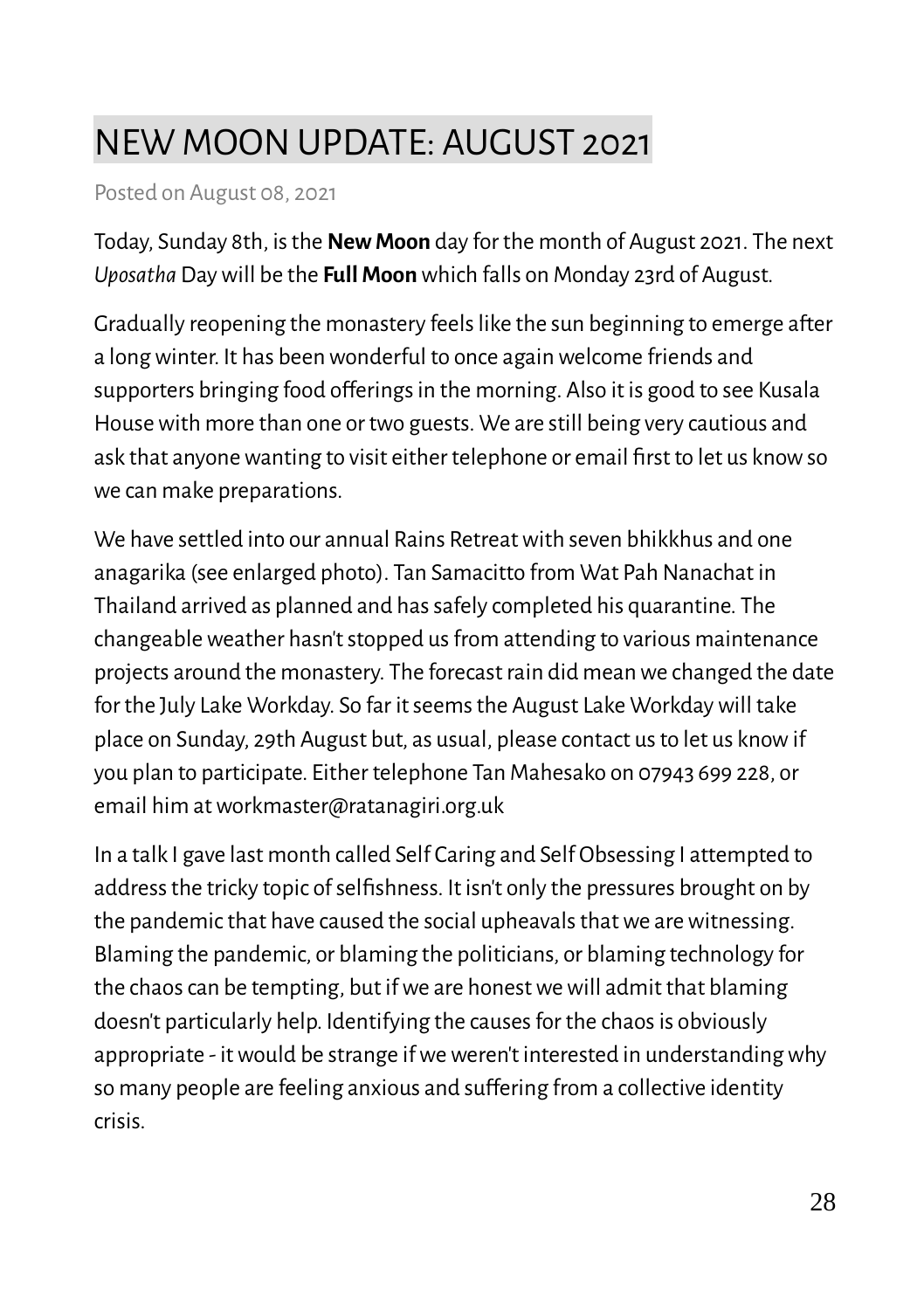# NEW MOON UPDATE: AUGUST 2021

Posted on August 08, 2021

Today, Sunday 8th, is the **New Moon** day for the month of August 2021. The next *Uposatha* Day will be the **Full Moon** which falls on Monday 23rd of August.

Gradually reopening the monastery feels like the sun beginning to emerge after a long winter. It has been wonderful to once again welcome friends and supporters bringing food offerings in the morning. Also it is good to see Kusala House with more than one or two guests. We are still being very cautious and ask that anyone wanting to visit either telephone or email first to let us know so we can make preparations.

We have settled into our annual Rains Retreat with seven bhikkhus and one anagarika (see enlarged photo). Tan Samacitto from Wat Pah Nanachat in Thailand arrived as planned and has safely completed his quarantine. The changeable weather hasn't stopped us from attending to various maintenance projects around the monastery. The forecast rain did mean we changed the date for the July Lake Workday. So far it seems the August Lake Workday will take place on Sunday, 29th August but, as usual, please contact us to let us know if you plan to participate. Either telephone Tan Mahesako on 07943 699 228, or email him at workmaster@ratanagiri.org.uk

In a talk I gave last month called Self Caring and Self Obsessing I attempted to address the tricky topic of selfishness. It isn't only the pressures brought on by the pandemic that have caused the social upheavals that we are witnessing. Blaming the pandemic, or blaming the politicians, or blaming technology for the chaos can be tempting, but if we are honest we will admit that blaming doesn't particularly help. Identifying the causes for the chaos is obviously appropriate - it would be strange if we weren't interested in understanding why so many people are feeling anxious and suffering from a collective identity crisis.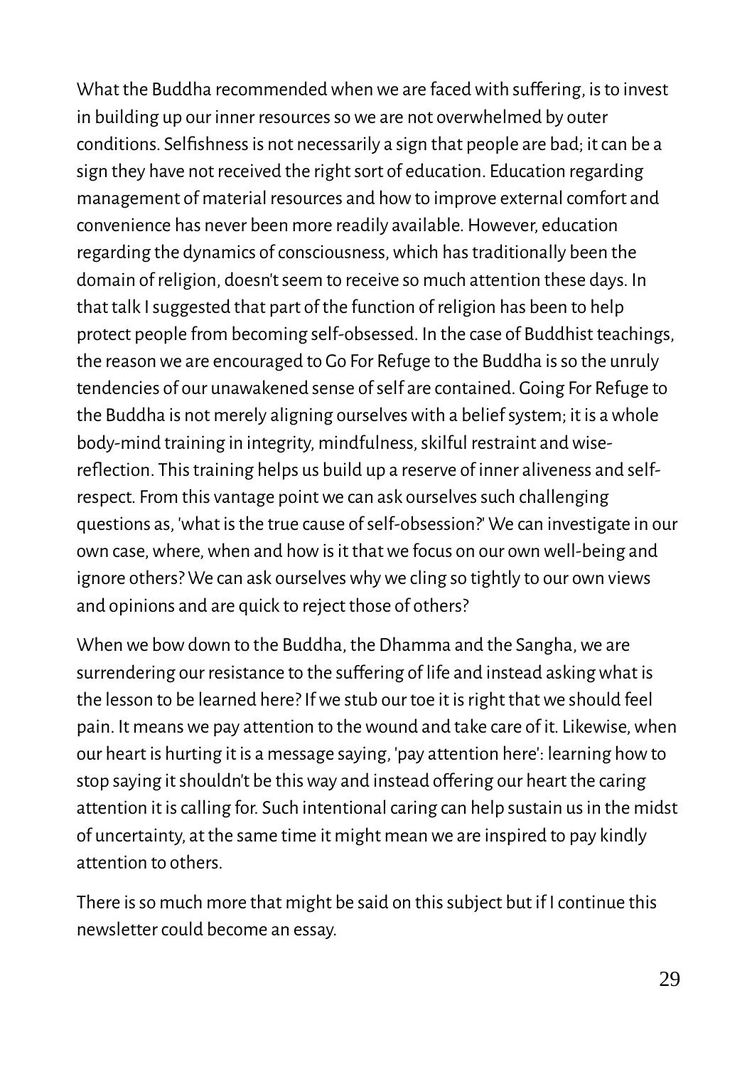What the Buddha recommended when we are faced with suffering, is to invest in building up our inner resources so we are not overwhelmed by outer conditions. Selfishness is not necessarily a sign that people are bad; it can be a sign they have not received the right sort of education. Education regarding management of material resources and how to improve external comfort and convenience has never been more readily available. However, education regarding the dynamics of consciousness, which has traditionally been the domain of religion, doesn't seem to receive so much attention these days. In that talk I suggested that part of the function of religion has been to help protect people from becoming self-obsessed. In the case of Buddhist teachings, the reason we are encouraged to Go For Refuge to the Buddha is so the unruly tendencies of our unawakened sense of self are contained. Going For Refuge to the Buddha is not merely aligning ourselves with a belief system; it is a whole body-mind training in integrity, mindfulness, skilful restraint and wise-reflection. This training helps us build up a reserve of inner aliveness and self-respect. From this vantage point we can ask ourselves such challenging questions as, 'what is the true cause of self-obsession?' We can investigate in our own case, where, when and how is it that we focus on our own well-being and ignore others? We can ask ourselves why we cling so tightly to our own views and opinions and are quick to reject those of others?

When we bow down to the Buddha, the Dhamma and the Sangha, we are surrendering our resistance to the suffering of life and instead asking what is the lesson to be learned here? If we stub our toe it is right that we should feel pain. It means we pay attention to the wound and take care of it. Likewise, when our heart is hurting it is a message saying, 'pay attention here': learning how to stop saying it shouldn't be this way and instead offering our heart the caring attention it is calling for. Such intentional caring can help sustain us in the midst of uncertainty, at the same time it might mean we are inspired to pay kindly attention to others.

There is so much more that might be said on this subject but if I continue this newsletter could become an essay.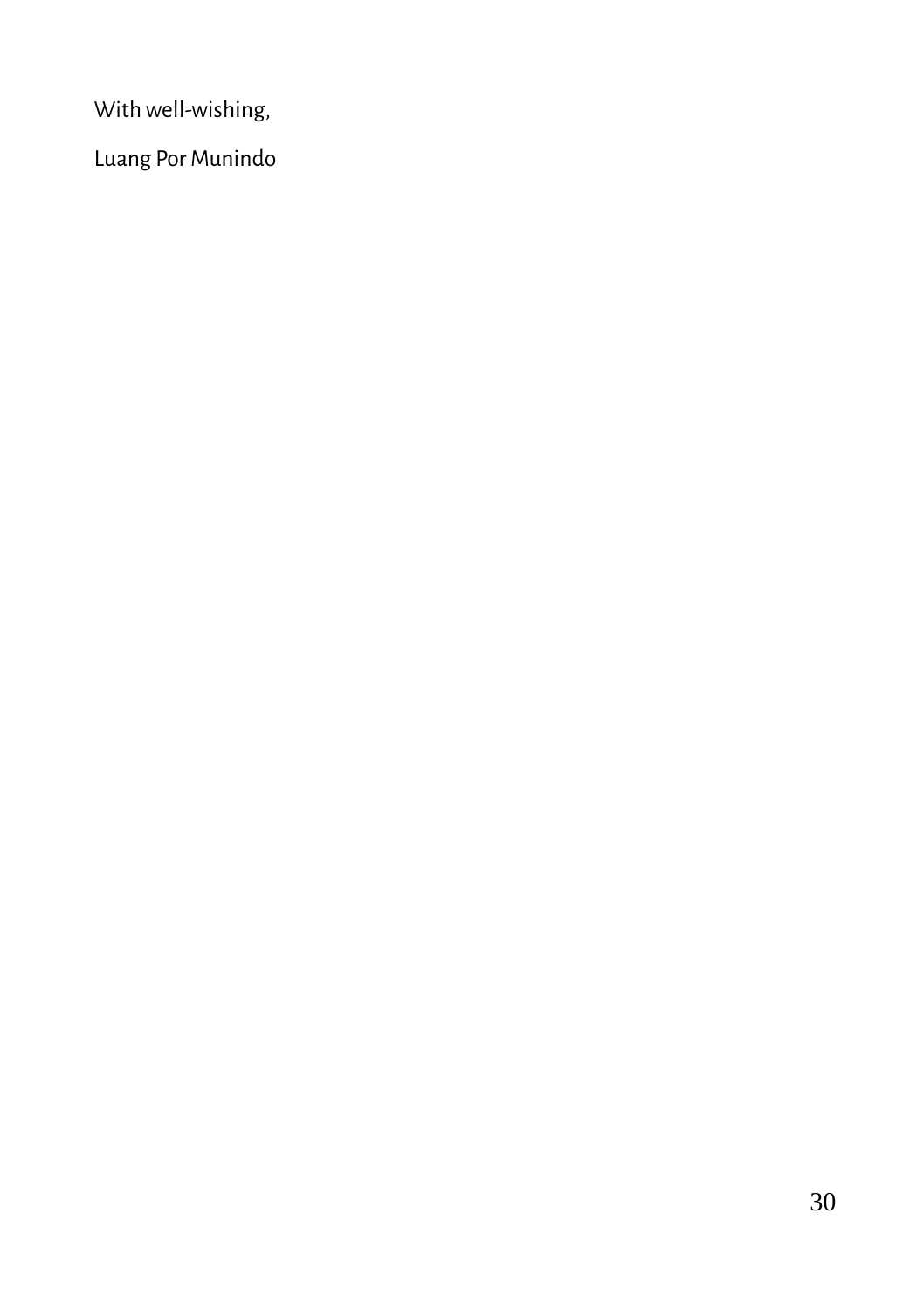With well-wishing,

Luang Por Munindo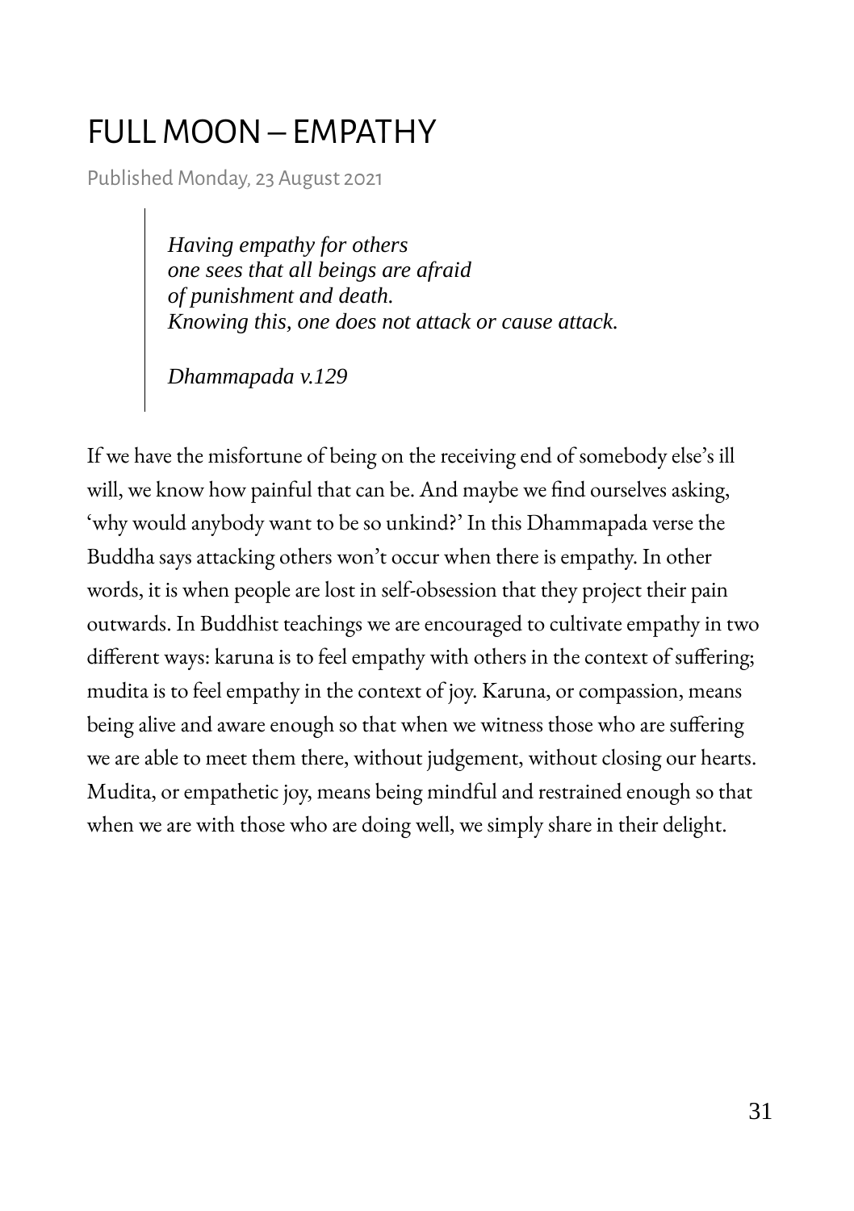# FULL MOON – EMPATHY

Published Monday, 23 August 2021

> *Having empathy for others*
> *one sees that all beings are afraid*
> *of punishment and death.*
> *Knowing this, one does not attack or cause attack.*
>
> *Dhammapada v.129*

If we have the misfortune of being on the receiving end of somebody else's ill will, we know how painful that can be. And maybe we find ourselves asking, 'why would anybody want to be so unkind?' In this Dhammapada verse the Buddha says attacking others won't occur when there is empathy. In other words, it is when people are lost in self-obsession that they project their pain outwards. In Buddhist teachings we are encouraged to cultivate empathy in two different ways: karuna is to feel empathy with others in the context of suffering; mudita is to feel empathy in the context of joy. Karuna, or compassion, means being alive and aware enough so that when we witness those who are suffering we are able to meet them there, without judgement, without closing our hearts. Mudita, or empathetic joy, means being mindful and restrained enough so that when we are with those who are doing well, we simply share in their delight.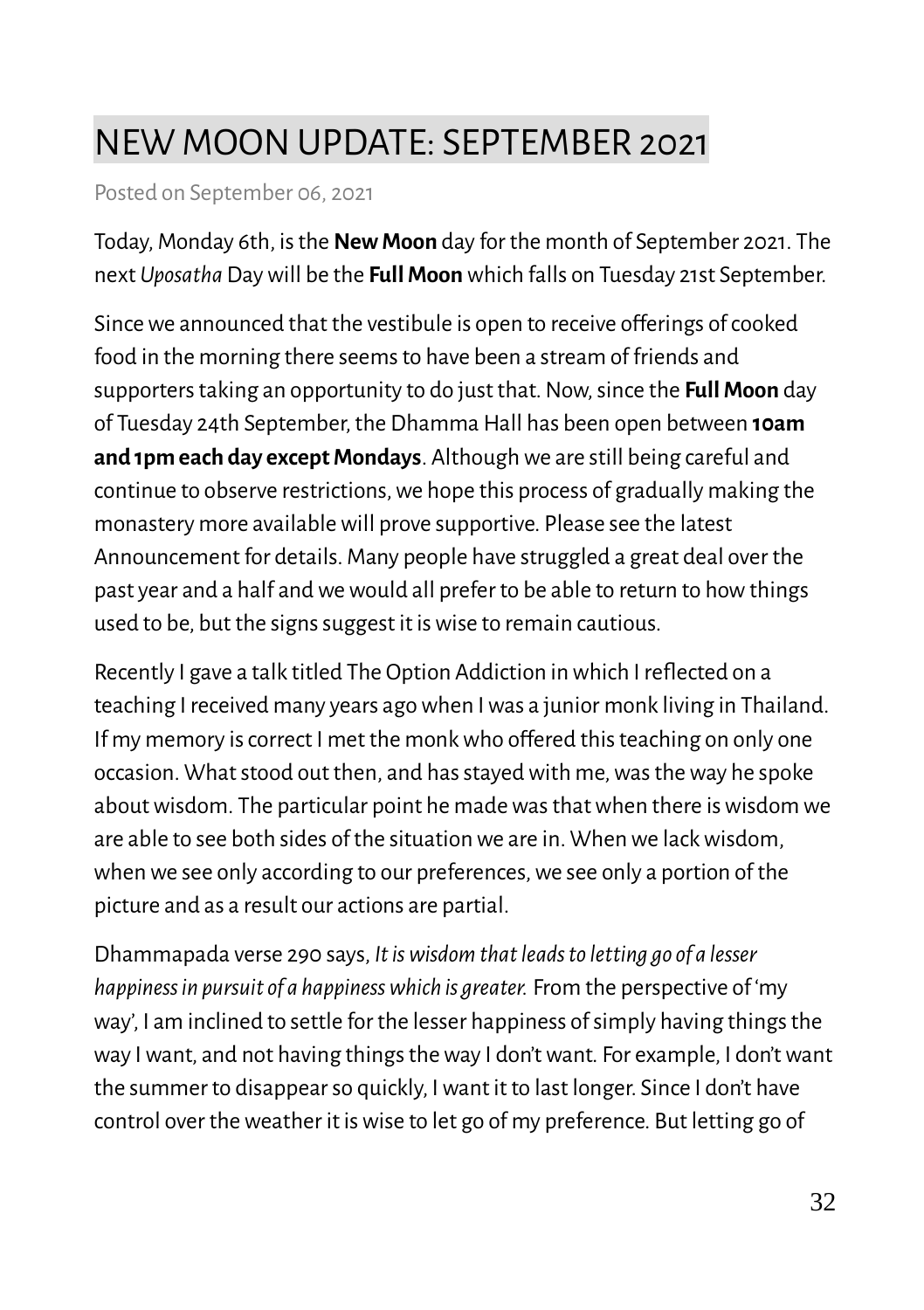# NEW MOON UPDATE: SEPTEMBER 2021

Posted on September 06, 2021

Today, Monday 6th, is the **New Moon** day for the month of September 2021. The next *Uposatha* Day will be the **Full Moon** which falls on Tuesday 21st September.

Since we announced that the vestibule is open to receive offerings of cooked food in the morning there seems to have been a stream of friends and supporters taking an opportunity to do just that. Now, since the **Full Moon** day of Tuesday 24th September, the Dhamma Hall has been open between **10am and 1pm each day except Mondays**. Although we are still being careful and continue to observe restrictions, we hope this process of gradually making the monastery more available will prove supportive. Please see the latest Announcement for details. Many people have struggled a great deal over the past year and a half and we would all prefer to be able to return to how things used to be, but the signs suggest it is wise to remain cautious.

Recently I gave a talk titled The Option Addiction in which I reflected on a teaching I received many years ago when I was a junior monk living in Thailand. If my memory is correct I met the monk who offered this teaching on only one occasion. What stood out then, and has stayed with me, was the way he spoke about wisdom. The particular point he made was that when there is wisdom we are able to see both sides of the situation we are in. When we lack wisdom, when we see only according to our preferences, we see only a portion of the picture and as a result our actions are partial.

Dhammapada verse 290 says, *It is wisdom that leads to letting go of a lesser happiness in pursuit of a happiness which is greater.* From the perspective of 'my way', I am inclined to settle for the lesser happiness of simply having things the way I want, and not having things the way I don't want. For example, I don't want the summer to disappear so quickly, I want it to last longer. Since I don't have control over the weather it is wise to let go of my preference. But letting go of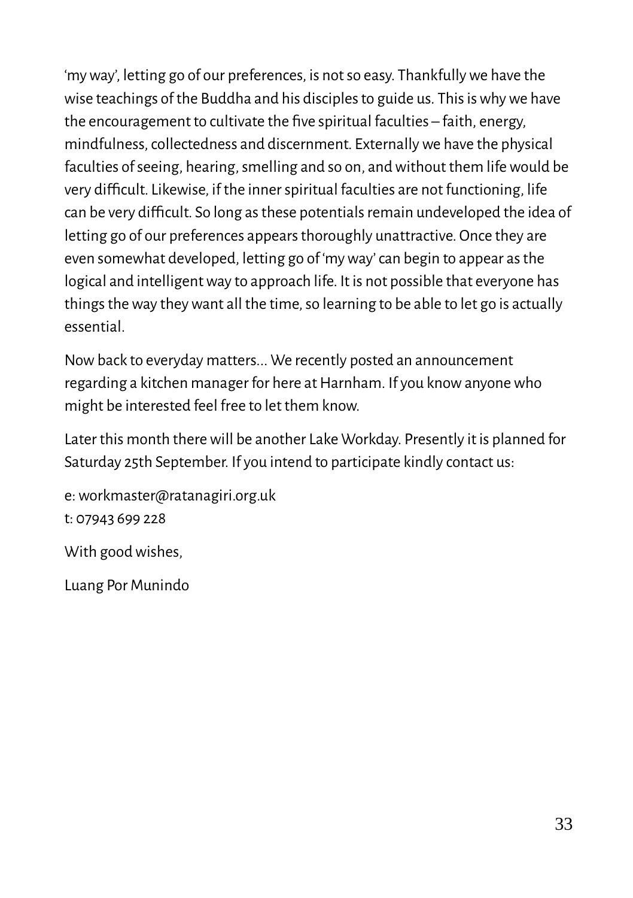'my way', letting go of our preferences, is not so easy. Thankfully we have the wise teachings of the Buddha and his disciples to guide us. This is why we have the encouragement to cultivate the five spiritual faculties – faith, energy, mindfulness, collectedness and discernment. Externally we have the physical faculties of seeing, hearing, smelling and so on, and without them life would be very difficult. Likewise, if the inner spiritual faculties are not functioning, life can be very difficult. So long as these potentials remain undeveloped the idea of letting go of our preferences appears thoroughly unattractive. Once they are even somewhat developed, letting go of 'my way' can begin to appear as the logical and intelligent way to approach life. It is not possible that everyone has things the way they want all the time, so learning to be able to let go is actually essential.

Now back to everyday matters... We recently posted an announcement regarding a kitchen manager for here at Harnham. If you know anyone who might be interested feel free to let them know.

Later this month there will be another Lake Workday. Presently it is planned for Saturday 25th September. If you intend to participate kindly contact us:

e: workmaster@ratanagiri.org.uk
t: 07943 699 228

With good wishes,

Luang Por Munindo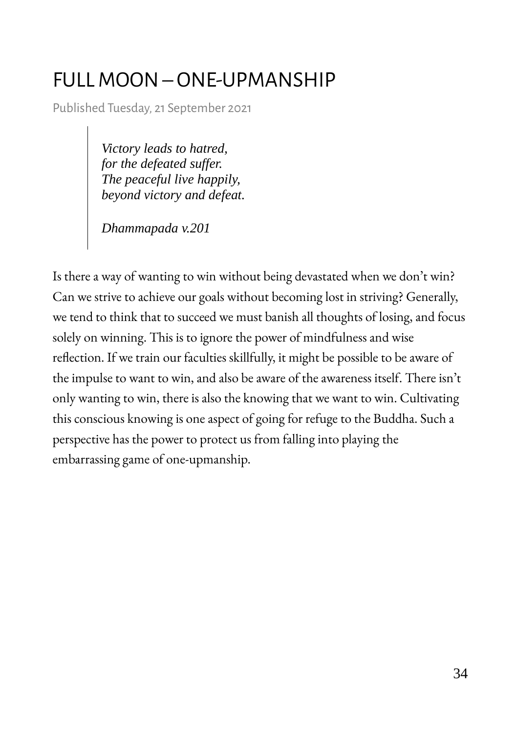# FULL MOON – ONE-UPMANSHIP

Published Tuesday, 21 September 2021

> *Victory leads to hatred,*
> *for the defeated suffer.*
> *The peaceful live happily,*
> *beyond victory and defeat.*
>
> *Dhammapada v.201*

Is there a way of wanting to win without being devastated when we don't win? Can we strive to achieve our goals without becoming lost in striving? Generally, we tend to think that to succeed we must banish all thoughts of losing, and focus solely on winning. This is to ignore the power of mindfulness and wise reflection. If we train our faculties skillfully, it might be possible to be aware of the impulse to want to win, and also be aware of the awareness itself. There isn't only wanting to win, there is also the knowing that we want to win. Cultivating this conscious knowing is one aspect of going for refuge to the Buddha. Such a perspective has the power to protect us from falling into playing the embarrassing game of one-upmanship.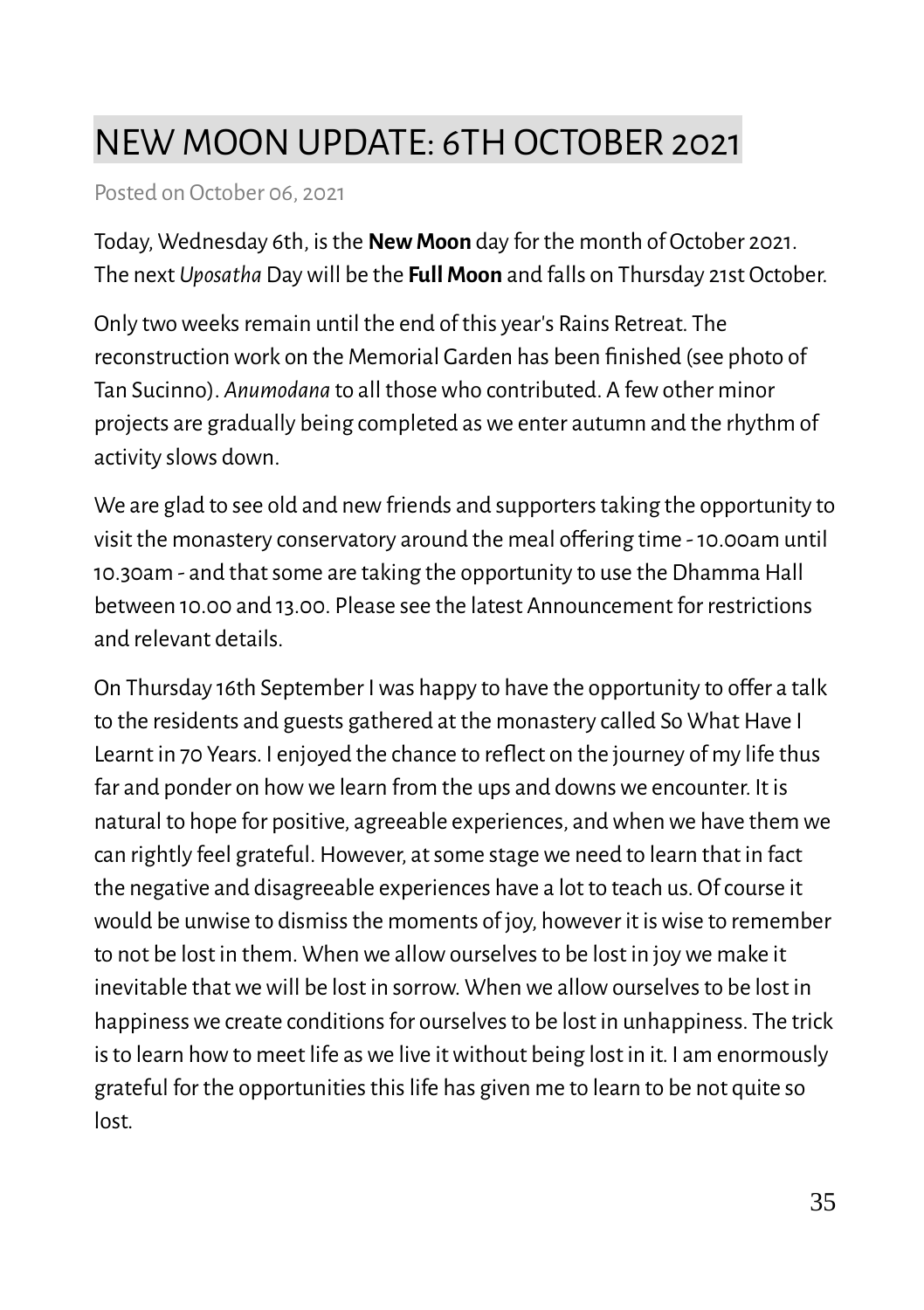# NEW MOON UPDATE: 6TH OCTOBER 2021

Posted on October 06, 2021

Today, Wednesday 6th, is the **New Moon** day for the month of October 2021. The next *Uposatha* Day will be the **Full Moon** and falls on Thursday 21st October.

Only two weeks remain until the end of this year's Rains Retreat. The reconstruction work on the Memorial Garden has been finished (see photo of Tan Sucinno). *Anumodana* to all those who contributed. A few other minor projects are gradually being completed as we enter autumn and the rhythm of activity slows down.

We are glad to see old and new friends and supporters taking the opportunity to visit the monastery conservatory around the meal offering time - 10.00am until 10.30am - and that some are taking the opportunity to use the Dhamma Hall between 10.00 and 13.00. Please see the latest Announcement for restrictions and relevant details.

On Thursday 16th September I was happy to have the opportunity to offer a talk to the residents and guests gathered at the monastery called So What Have I Learnt in 70 Years. I enjoyed the chance to reflect on the journey of my life thus far and ponder on how we learn from the ups and downs we encounter. It is natural to hope for positive, agreeable experiences, and when we have them we can rightly feel grateful. However, at some stage we need to learn that in fact the negative and disagreeable experiences have a lot to teach us. Of course it would be unwise to dismiss the moments of joy, however it is wise to remember to not be lost in them. When we allow ourselves to be lost in joy we make it inevitable that we will be lost in sorrow. When we allow ourselves to be lost in happiness we create conditions for ourselves to be lost in unhappiness. The trick is to learn how to meet life as we live it without being lost in it. I am enormously grateful for the opportunities this life has given me to learn to be not quite so lost.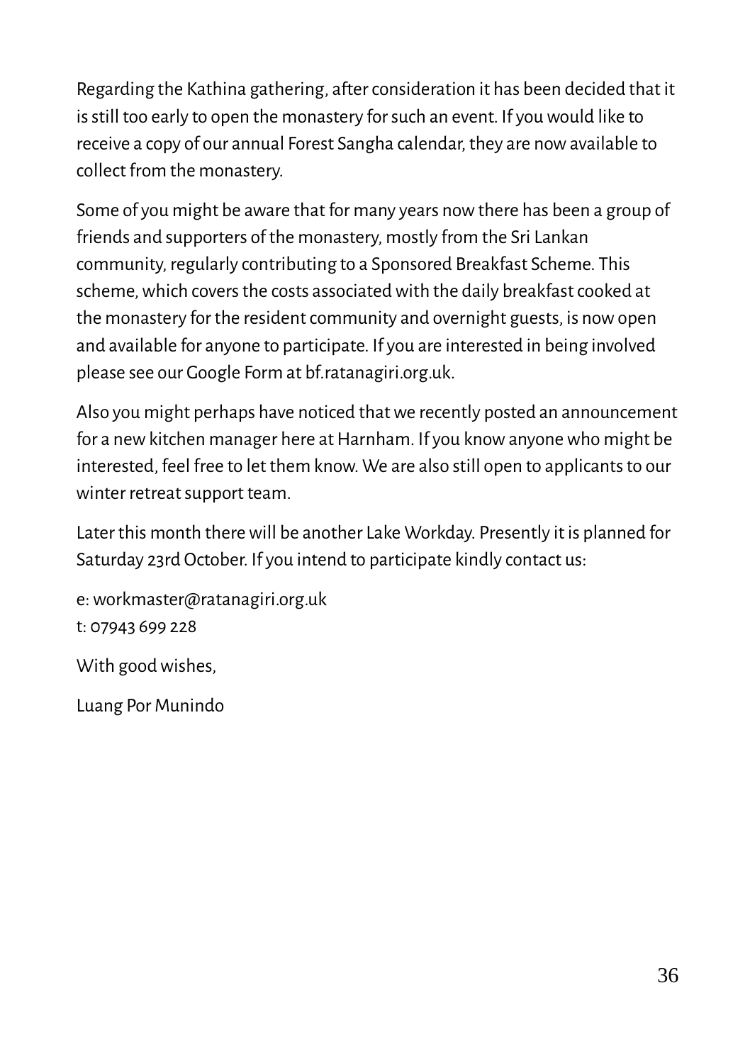Regarding the Kathina gathering, after consideration it has been decided that it is still too early to open the monastery for such an event. If you would like to receive a copy of our annual Forest Sangha calendar, they are now available to collect from the monastery.

Some of you might be aware that for many years now there has been a group of friends and supporters of the monastery, mostly from the Sri Lankan community, regularly contributing to a Sponsored Breakfast Scheme. This scheme, which covers the costs associated with the daily breakfast cooked at the monastery for the resident community and overnight guests, is now open and available for anyone to participate. If you are interested in being involved please see our Google Form at bf.ratanagiri.org.uk.

Also you might perhaps have noticed that we recently posted an announcement for a new kitchen manager here at Harnham. If you know anyone who might be interested, feel free to let them know. We are also still open to applicants to our winter retreat support team.

Later this month there will be another Lake Workday. Presently it is planned for Saturday 23rd October. If you intend to participate kindly contact us:

e: workmaster@ratanagiri.org.uk
t: 07943 699 228

With good wishes,

Luang Por Munindo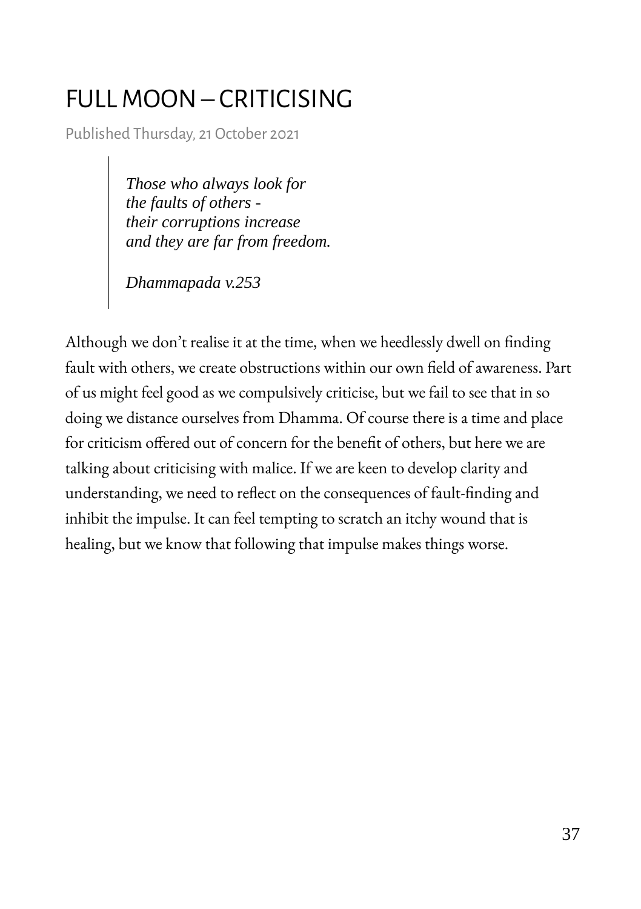# FULL MOON – CRITICISING

Published Thursday, 21 October 2021

> *Those who always look for*
> *the faults of others -*
> *their corruptions increase*
> *and they are far from freedom.*
>
> *Dhammapada v.253*

Although we don't realise it at the time, when we heedlessly dwell on finding fault with others, we create obstructions within our own field of awareness. Part of us might feel good as we compulsively criticise, but we fail to see that in so doing we distance ourselves from Dhamma. Of course there is a time and place for criticism offered out of concern for the benefit of others, but here we are talking about criticising with malice. If we are keen to develop clarity and understanding, we need to reflect on the consequences of fault-finding and inhibit the impulse. It can feel tempting to scratch an itchy wound that is healing, but we know that following that impulse makes things worse.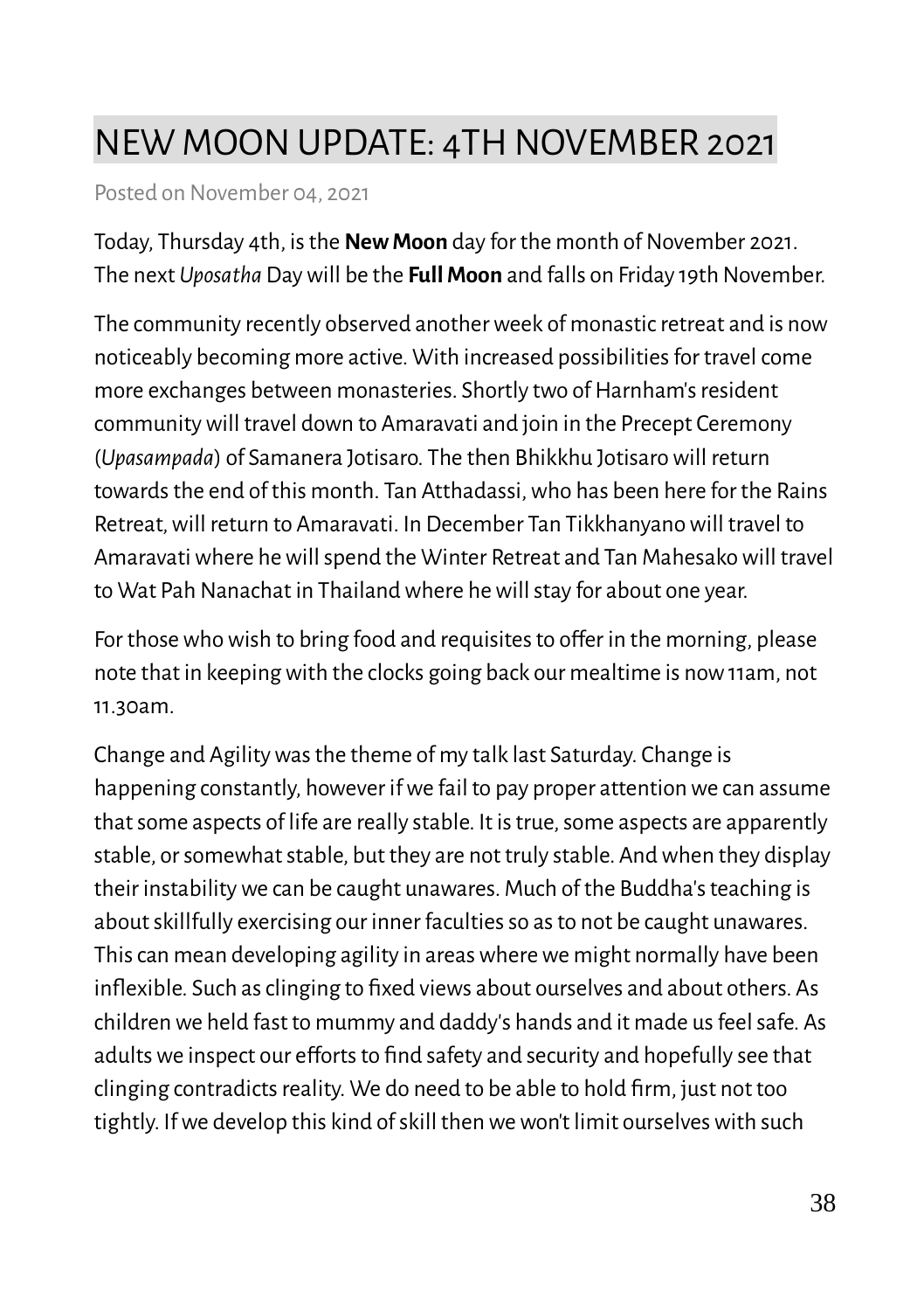# NEW MOON UPDATE: 4TH NOVEMBER 2021

Posted on November 04, 2021

Today, Thursday 4th, is the **New Moon** day for the month of November 2021. The next *Uposatha* Day will be the **Full Moon** and falls on Friday 19th November.

The community recently observed another week of monastic retreat and is now noticeably becoming more active. With increased possibilities for travel come more exchanges between monasteries. Shortly two of Harnham's resident community will travel down to Amaravati and join in the Precept Ceremony (*Upasampada*) of Samanera Jotisaro. The then Bhikkhu Jotisaro will return towards the end of this month. Tan Atthadassi, who has been here for the Rains Retreat, will return to Amaravati. In December Tan Tikkhanyano will travel to Amaravati where he will spend the Winter Retreat and Tan Mahesako will travel to Wat Pah Nanachat in Thailand where he will stay for about one year.

For those who wish to bring food and requisites to offer in the morning, please note that in keeping with the clocks going back our mealtime is now 11am, not 11.30am.

Change and Agility was the theme of my talk last Saturday. Change is happening constantly, however if we fail to pay proper attention we can assume that some aspects of life are really stable. It is true, some aspects are apparently stable, or somewhat stable, but they are not truly stable. And when they display their instability we can be caught unawares. Much of the Buddha's teaching is about skillfully exercising our inner faculties so as to not be caught unawares. This can mean developing agility in areas where we might normally have been inflexible. Such as clinging to fixed views about ourselves and about others. As children we held fast to mummy and daddy's hands and it made us feel safe. As adults we inspect our efforts to find safety and security and hopefully see that clinging contradicts reality. We do need to be able to hold firm, just not too tightly. If we develop this kind of skill then we won't limit ourselves with such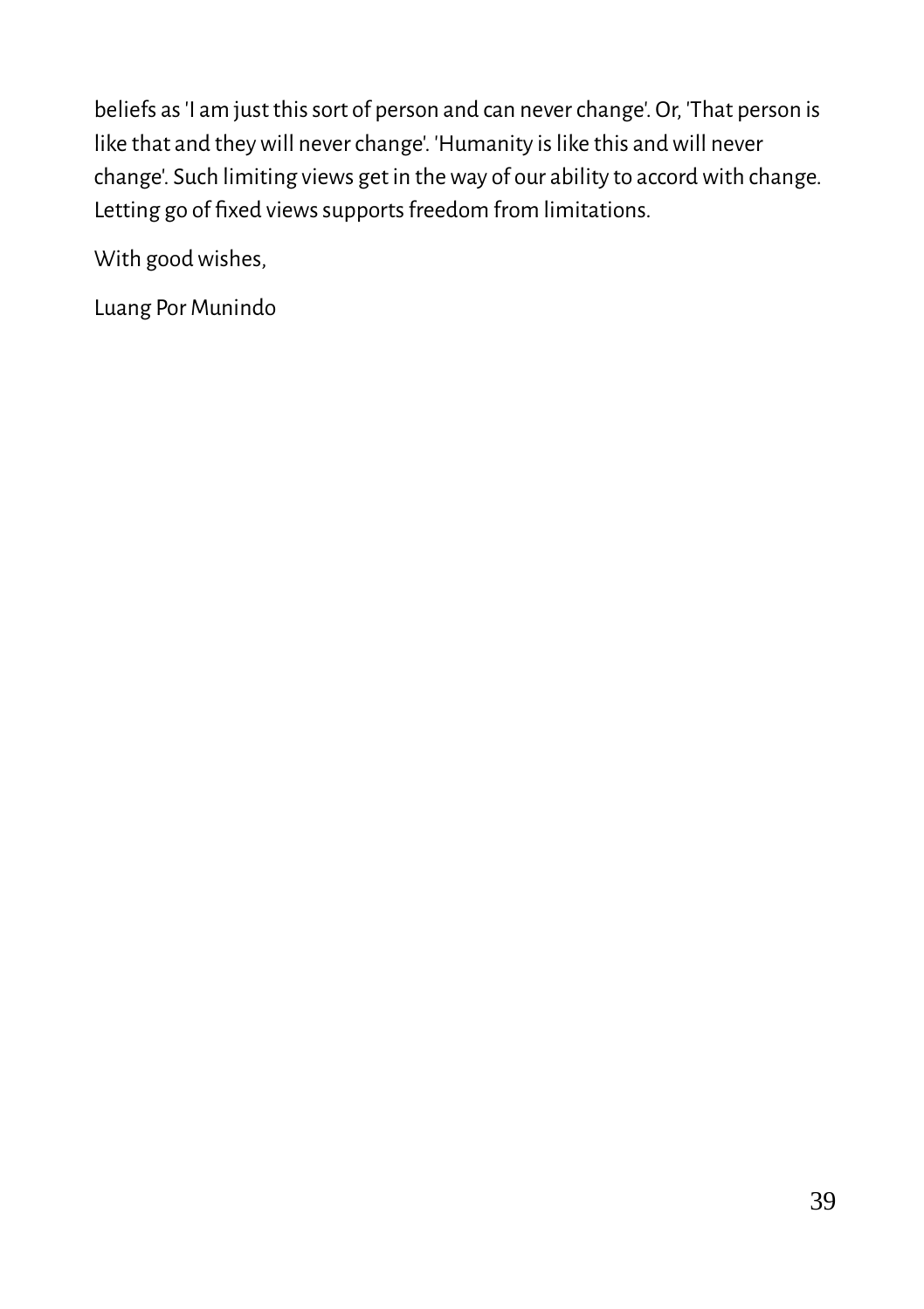beliefs as 'I am just this sort of person and can never change'. Or, 'That person is like that and they will never change'. 'Humanity is like this and will never change'. Such limiting views get in the way of our ability to accord with change. Letting go of fixed views supports freedom from limitations.

With good wishes,

Luang Por Munindo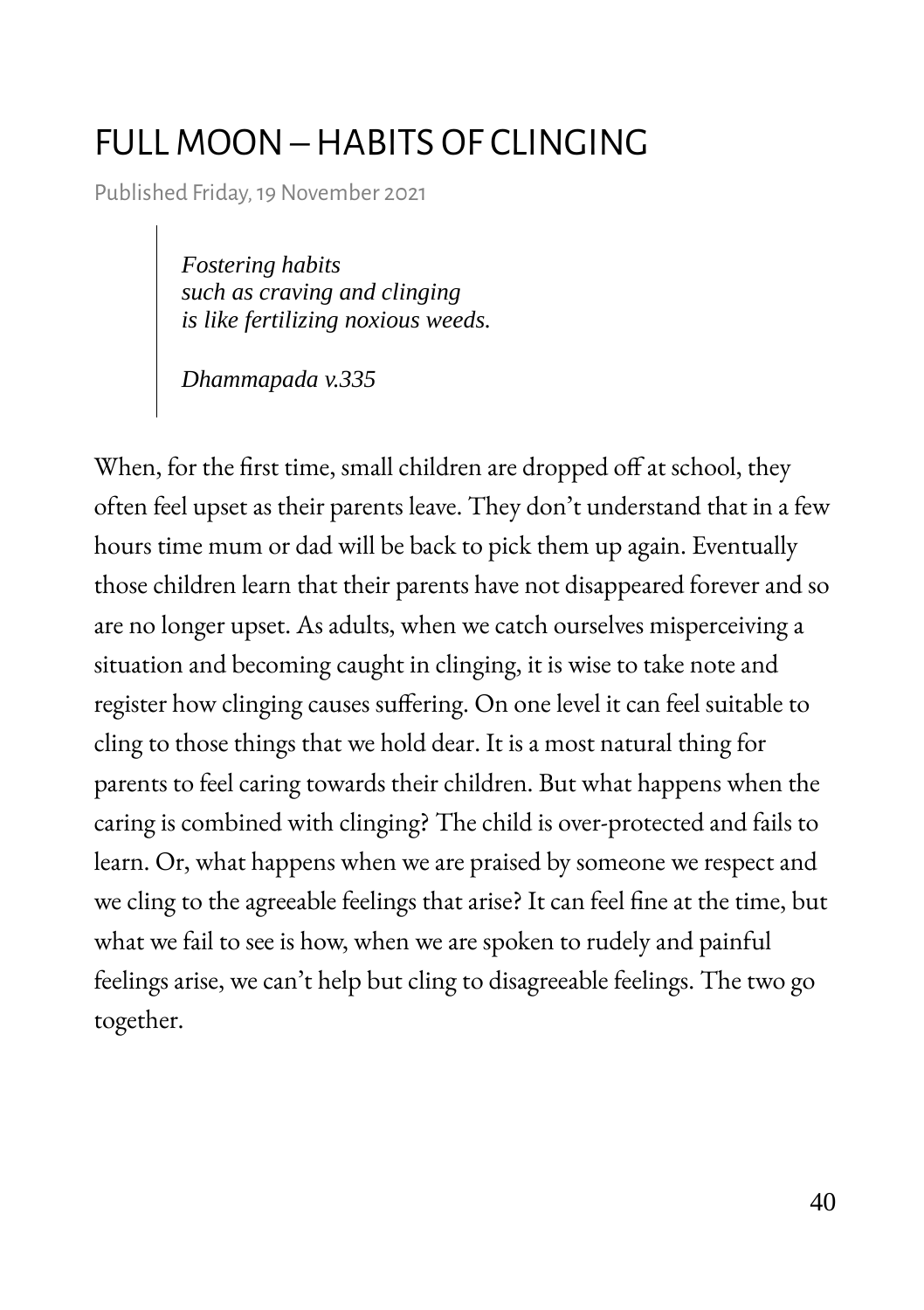# FULL MOON – HABITS OF CLINGING

Published Friday, 19 November 2021

> *Fostering habits*
> *such as craving and clinging*
> *is like fertilizing noxious weeds.*
>
> *Dhammapada v.335*

When, for the first time, small children are dropped off at school, they often feel upset as their parents leave. They don't understand that in a few hours time mum or dad will be back to pick them up again. Eventually those children learn that their parents have not disappeared forever and so are no longer upset. As adults, when we catch ourselves misperceiving a situation and becoming caught in clinging, it is wise to take note and register how clinging causes suffering. On one level it can feel suitable to cling to those things that we hold dear. It is a most natural thing for parents to feel caring towards their children. But what happens when the caring is combined with clinging? The child is over-protected and fails to learn. Or, what happens when we are praised by someone we respect and we cling to the agreeable feelings that arise? It can feel fine at the time, but what we fail to see is how, when we are spoken to rudely and painful feelings arise, we can't help but cling to disagreeable feelings. The two go together.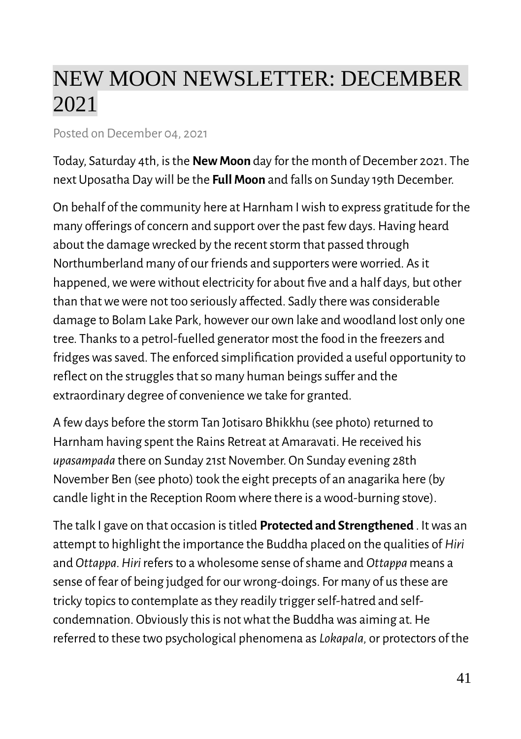# NEW MOON NEWSLETTER: DECEMBER 2021

Posted on December 04, 2021

Today, Saturday 4th, is the **New Moon** day for the month of December 2021. The next Uposatha Day will be the **Full Moon** and falls on Sunday 19th December.

On behalf of the community here at Harnham I wish to express gratitude for the many offerings of concern and support over the past few days. Having heard about the damage wrecked by the recent storm that passed through Northumberland many of our friends and supporters were worried. As it happened, we were without electricity for about five and a half days, but other than that we were not too seriously affected. Sadly there was considerable damage to Bolam Lake Park, however our own lake and woodland lost only one tree. Thanks to a petrol-fuelled generator most the food in the freezers and fridges was saved. The enforced simplification provided a useful opportunity to reflect on the struggles that so many human beings suffer and the extraordinary degree of convenience we take for granted.

A few days before the storm Tan Jotisaro Bhikkhu (see photo) returned to Harnham having spent the Rains Retreat at Amaravati. He received his *upasampada* there on Sunday 21st November. On Sunday evening 28th November Ben (see photo) took the eight precepts of an anagarika here (by candle light in the Reception Room where there is a wood-burning stove).

The talk I gave on that occasion is titled **Protected and Strengthened** . It was an attempt to highlight the importance the Buddha placed on the qualities of *Hiri* and *Ottappa*. *Hiri* refers to a wholesome sense of shame and *Ottappa* means a sense of fear of being judged for our wrong-doings. For many of us these are tricky topics to contemplate as they readily trigger self-hatred and self-condemnation. Obviously this is not what the Buddha was aiming at. He referred to these two psychological phenomena as *Lokapala*, or protectors of the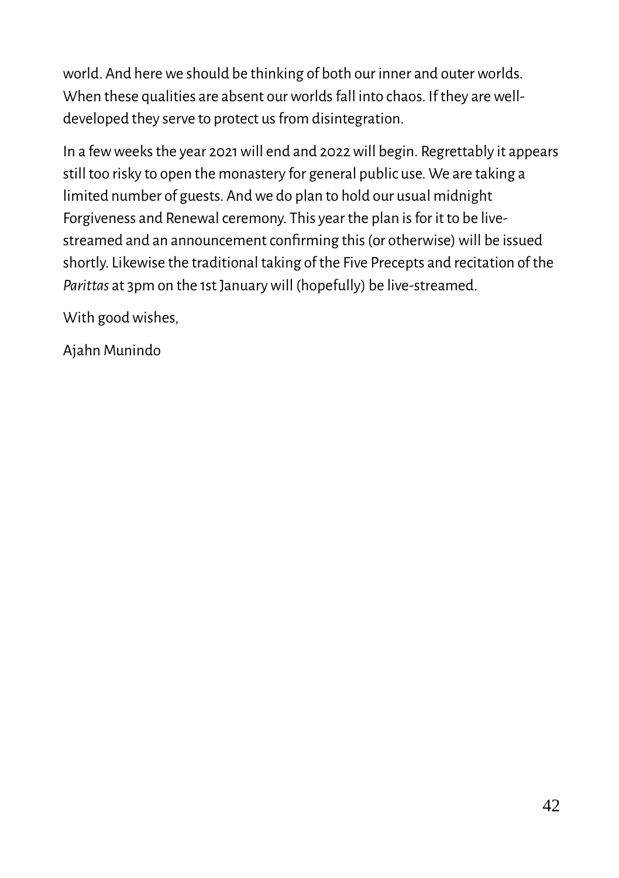world. And here we should be thinking of both our inner and outer worlds. When these qualities are absent our worlds fall into chaos. If they are well-developed they serve to protect us from disintegration.

In a few weeks the year 2021 will end and 2022 will begin. Regrettably it appears still too risky to open the monastery for general public use. We are taking a limited number of guests. And we do plan to hold our usual midnight Forgiveness and Renewal ceremony. This year the plan is for it to be live-streamed and an announcement confirming this (or otherwise) will be issued shortly. Likewise the traditional taking of the Five Precepts and recitation of the *Parittas* at 3pm on the 1st January will (hopefully) be live-streamed.

With good wishes,

Ajahn Munindo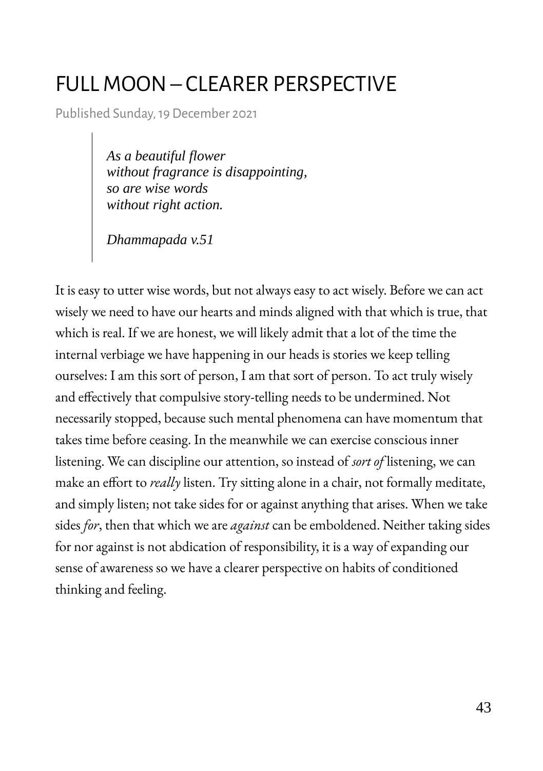# FULL MOON – CLEARER PERSPECTIVE

Published Sunday, 19 December 2021

> *As a beautiful flower*
> *without fragrance is disappointing,*
> *so are wise words*
> *without right action.*
>
> *Dhammapada v.51*

It is easy to utter wise words, but not always easy to act wisely. Before we can act wisely we need to have our hearts and minds aligned with that which is true, that which is real. If we are honest, we will likely admit that a lot of the time the internal verbiage we have happening in our heads is stories we keep telling ourselves: I am this sort of person, I am that sort of person. To act truly wisely and effectively that compulsive story-telling needs to be undermined. Not necessarily stopped, because such mental phenomena can have momentum that takes time before ceasing. In the meanwhile we can exercise conscious inner listening. We can discipline our attention, so instead of *sort of* listening, we can make an effort to *really* listen. Try sitting alone in a chair, not formally meditate, and simply listen; not take sides for or against anything that arises. When we take sides *for*, then that which we are *against* can be emboldened. Neither taking sides for nor against is not abdication of responsibility, it is a way of expanding our sense of awareness so we have a clearer perspective on habits of conditioned thinking and feeling.